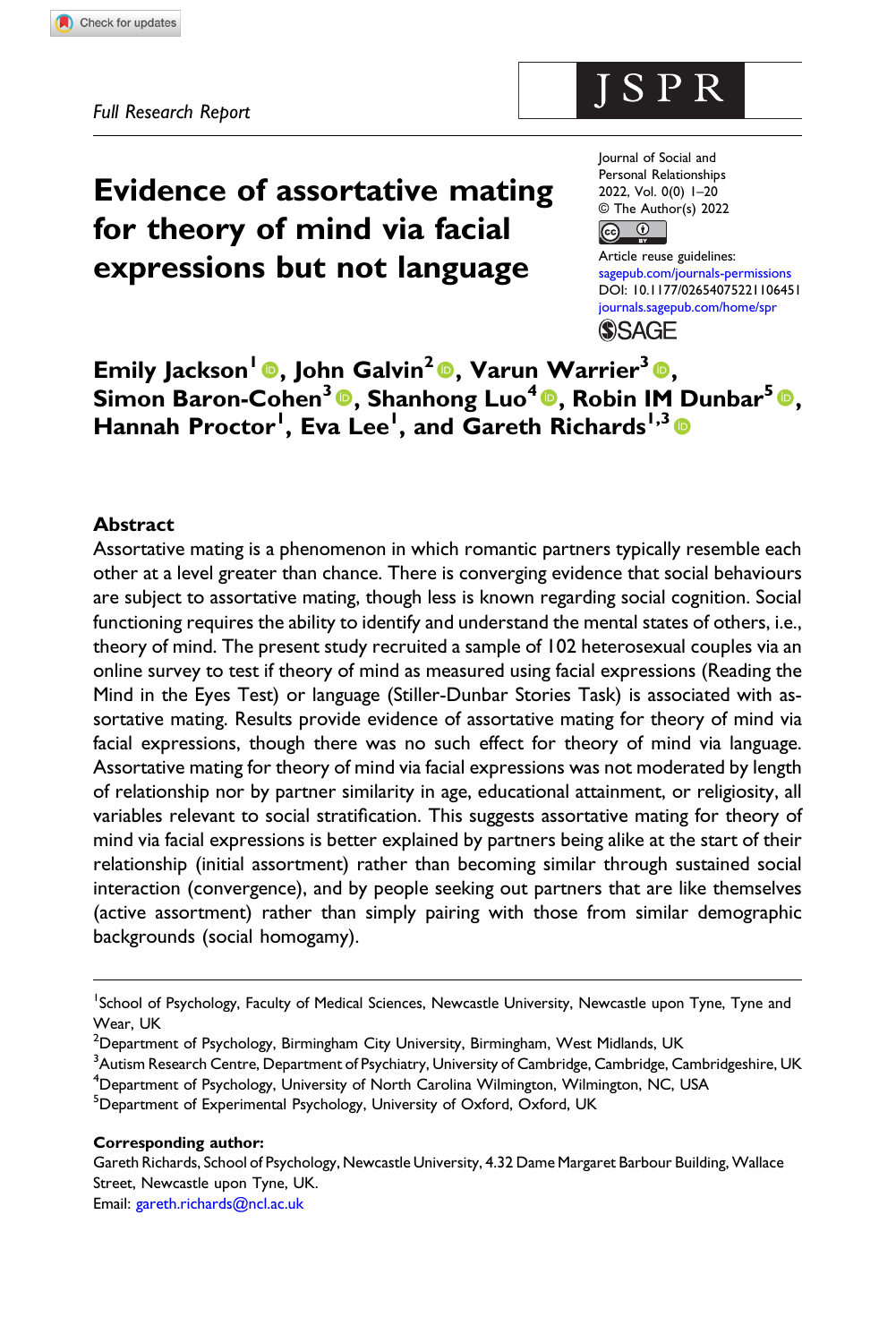*Full Research Report*

# Evidence of assortative mating for theory of mind via facial expressions but not language

Journal of Social and Personal Relationships
2022, Vol. 0(0) 1–20
© The Author(s) 2022
Article reuse guidelines: sagepub.com/journals-permissions
DOI: 10.1177/02654075221106451
journals.sagepub.com/home/spr

**Emily Jackson[1], John Galvin[2], Varun Warrier[3], Simon Baron-Cohen[3], Shanhong Luo[4], Robin IM Dunbar[5], Hannah Proctor[1], Eva Lee[1], and Gareth Richards[1,3]**

## Abstract

Assortative mating is a phenomenon in which romantic partners typically resemble each other at a level greater than chance. There is converging evidence that social behaviours are subject to assortative mating, though less is known regarding social cognition. Social functioning requires the ability to identify and understand the mental states of others, i.e., theory of mind. The present study recruited a sample of 102 heterosexual couples via an online survey to test if theory of mind as measured using facial expressions (Reading the Mind in the Eyes Test) or language (Stiller-Dunbar Stories Task) is associated with assortative mating. Results provide evidence of assortative mating for theory of mind via facial expressions, though there was no such effect for theory of mind via language. Assortative mating for theory of mind via facial expressions was not moderated by length of relationship nor by partner similarity in age, educational attainment, or religiosity, all variables relevant to social stratification. This suggests assortative mating for theory of mind via facial expressions is better explained by partners being alike at the start of their relationship (initial assortment) rather than becoming similar through sustained social interaction (convergence), and by people seeking out partners that are like themselves (active assortment) rather than simply pairing with those from similar demographic backgrounds (social homogamy).

[1]School of Psychology, Faculty of Medical Sciences, Newcastle University, Newcastle upon Tyne, Tyne and Wear, UK
[2]Department of Psychology, Birmingham City University, Birmingham, West Midlands, UK
[3]Autism Research Centre, Department of Psychiatry, University of Cambridge, Cambridge, Cambridgeshire, UK
[4]Department of Psychology, University of North Carolina Wilmington, Wilmington, NC, USA
[5]Department of Experimental Psychology, University of Oxford, Oxford, UK

**Corresponding author:**
Gareth Richards, School of Psychology, Newcastle University, 4.32 Dame Margaret Barbour Building, Wallace Street, Newcastle upon Tyne, UK.
Email: gareth.richards@ncl.ac.uk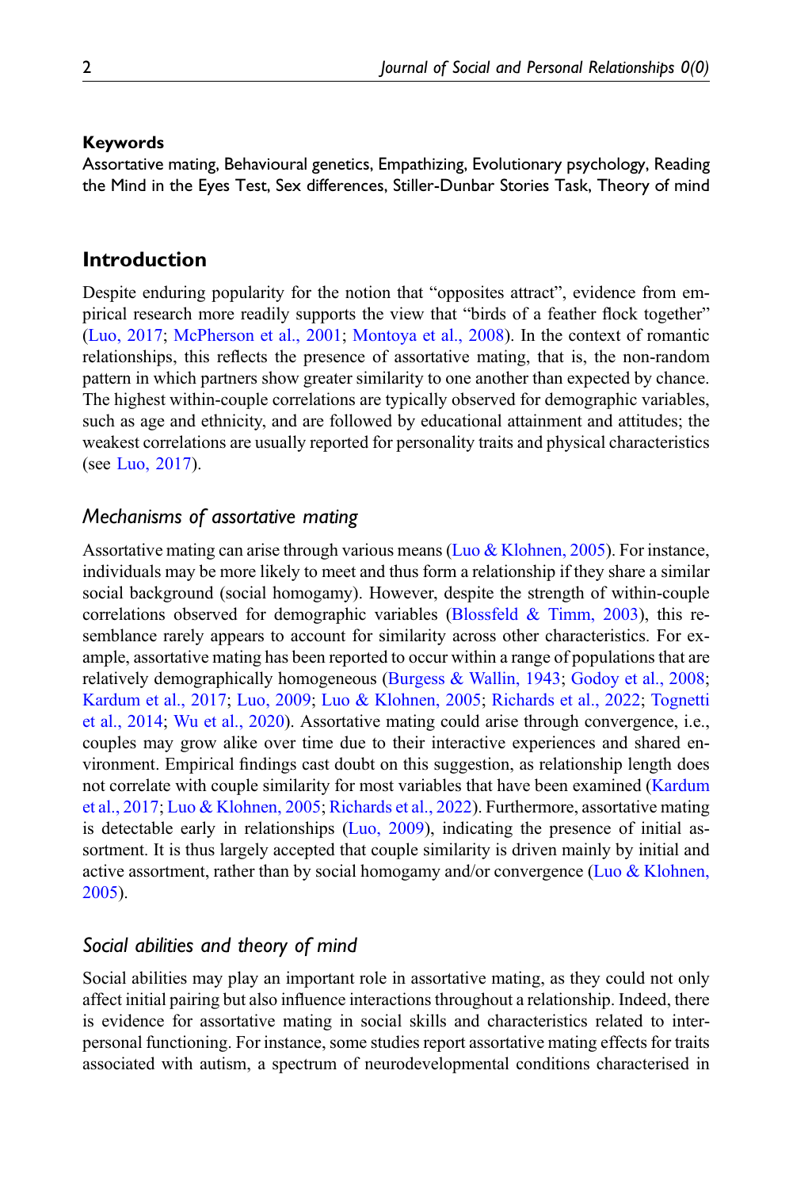**Keywords**

Assortative mating, Behavioural genetics, Empathizing, Evolutionary psychology, Reading the Mind in the Eyes Test, Sex differences, Stiller-Dunbar Stories Task, Theory of mind

## Introduction

Despite enduring popularity for the notion that "opposites attract", evidence from empirical research more readily supports the view that "birds of a feather flock together" (Luo, 2017; McPherson et al., 2001; Montoya et al., 2008). In the context of romantic relationships, this reflects the presence of assortative mating, that is, the non-random pattern in which partners show greater similarity to one another than expected by chance. The highest within-couple correlations are typically observed for demographic variables, such as age and ethnicity, and are followed by educational attainment and attitudes; the weakest correlations are usually reported for personality traits and physical characteristics (see Luo, 2017).

### *Mechanisms of assortative mating*

Assortative mating can arise through various means (Luo & Klohnen, 2005). For instance, individuals may be more likely to meet and thus form a relationship if they share a similar social background (social homogamy). However, despite the strength of within-couple correlations observed for demographic variables (Blossfeld & Timm, 2003), this resemblance rarely appears to account for similarity across other characteristics. For example, assortative mating has been reported to occur within a range of populations that are relatively demographically homogeneous (Burgess & Wallin, 1943; Godoy et al., 2008; Kardum et al., 2017; Luo, 2009; Luo & Klohnen, 2005; Richards et al., 2022; Tognetti et al., 2014; Wu et al., 2020). Assortative mating could arise through convergence, i.e., couples may grow alike over time due to their interactive experiences and shared environment. Empirical findings cast doubt on this suggestion, as relationship length does not correlate with couple similarity for most variables that have been examined (Kardum et al., 2017; Luo & Klohnen, 2005; Richards et al., 2022). Furthermore, assortative mating is detectable early in relationships (Luo, 2009), indicating the presence of initial assortment. It is thus largely accepted that couple similarity is driven mainly by initial and active assortment, rather than by social homogamy and/or convergence (Luo & Klohnen, 2005).

### *Social abilities and theory of mind*

Social abilities may play an important role in assortative mating, as they could not only affect initial pairing but also influence interactions throughout a relationship. Indeed, there is evidence for assortative mating in social skills and characteristics related to interpersonal functioning. For instance, some studies report assortative mating effects for traits associated with autism, a spectrum of neurodevelopmental conditions characterised in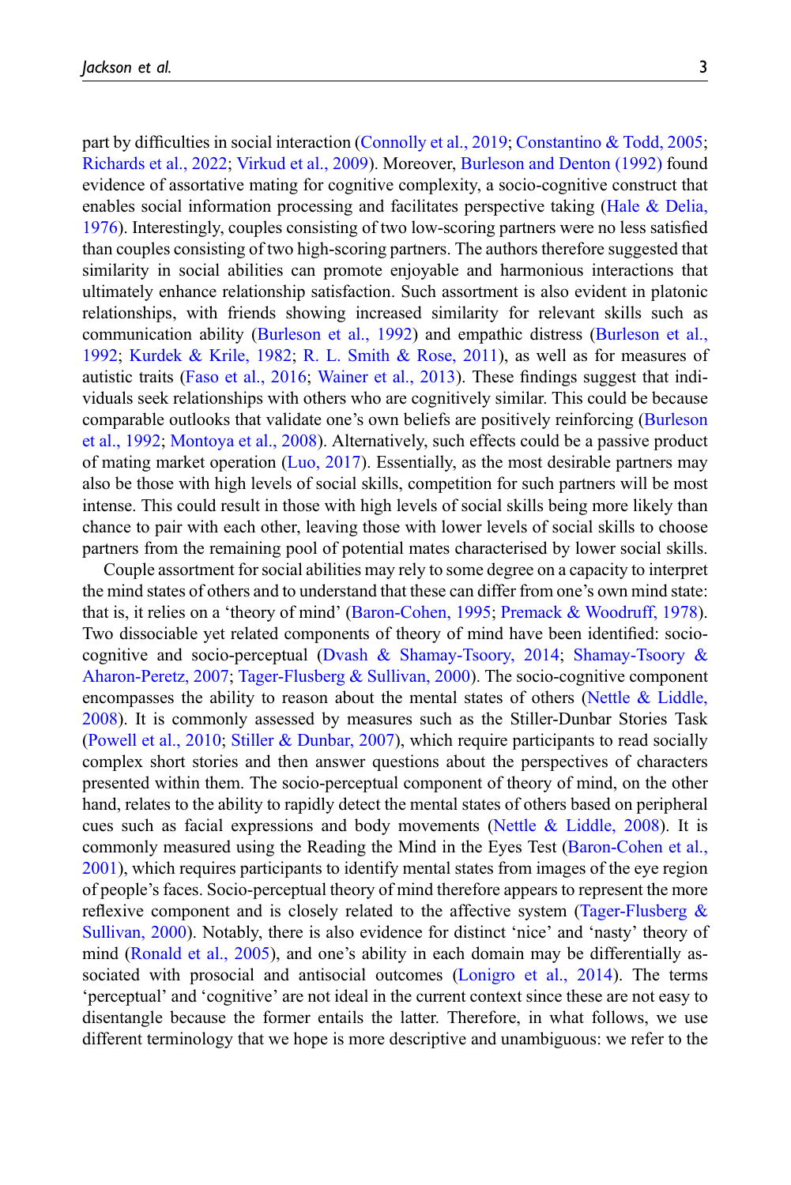part by difficulties in social interaction (Connolly et al., 2019; Constantino & Todd, 2005; Richards et al., 2022; Virkud et al., 2009). Moreover, Burleson and Denton (1992) found evidence of assortative mating for cognitive complexity, a socio-cognitive construct that enables social information processing and facilitates perspective taking (Hale & Delia, 1976). Interestingly, couples consisting of two low-scoring partners were no less satisfied than couples consisting of two high-scoring partners. The authors therefore suggested that similarity in social abilities can promote enjoyable and harmonious interactions that ultimately enhance relationship satisfaction. Such assortment is also evident in platonic relationships, with friends showing increased similarity for relevant skills such as communication ability (Burleson et al., 1992) and empathic distress (Burleson et al., 1992; Kurdek & Krile, 1982; R. L. Smith & Rose, 2011), as well as for measures of autistic traits (Faso et al., 2016; Wainer et al., 2013). These findings suggest that individuals seek relationships with others who are cognitively similar. This could be because comparable outlooks that validate one's own beliefs are positively reinforcing (Burleson et al., 1992; Montoya et al., 2008). Alternatively, such effects could be a passive product of mating market operation (Luo, 2017). Essentially, as the most desirable partners may also be those with high levels of social skills, competition for such partners will be most intense. This could result in those with high levels of social skills being more likely than chance to pair with each other, leaving those with lower levels of social skills to choose partners from the remaining pool of potential mates characterised by lower social skills.

Couple assortment for social abilities may rely to some degree on a capacity to interpret the mind states of others and to understand that these can differ from one's own mind state: that is, it relies on a 'theory of mind' (Baron-Cohen, 1995; Premack & Woodruff, 1978). Two dissociable yet related components of theory of mind have been identified: socio-cognitive and socio-perceptual (Dvash & Shamay-Tsoory, 2014; Shamay-Tsoory & Aharon-Peretz, 2007; Tager-Flusberg & Sullivan, 2000). The socio-cognitive component encompasses the ability to reason about the mental states of others (Nettle & Liddle, 2008). It is commonly assessed by measures such as the Stiller-Dunbar Stories Task (Powell et al., 2010; Stiller & Dunbar, 2007), which require participants to read socially complex short stories and then answer questions about the perspectives of characters presented within them. The socio-perceptual component of theory of mind, on the other hand, relates to the ability to rapidly detect the mental states of others based on peripheral cues such as facial expressions and body movements (Nettle & Liddle, 2008). It is commonly measured using the Reading the Mind in the Eyes Test (Baron-Cohen et al., 2001), which requires participants to identify mental states from images of the eye region of people's faces. Socio-perceptual theory of mind therefore appears to represent the more reflexive component and is closely related to the affective system (Tager-Flusberg & Sullivan, 2000). Notably, there is also evidence for distinct 'nice' and 'nasty' theory of mind (Ronald et al., 2005), and one's ability in each domain may be differentially associated with prosocial and antisocial outcomes (Lonigro et al., 2014). The terms 'perceptual' and 'cognitive' are not ideal in the current context since these are not easy to disentangle because the former entails the latter. Therefore, in what follows, we use different terminology that we hope is more descriptive and unambiguous: we refer to the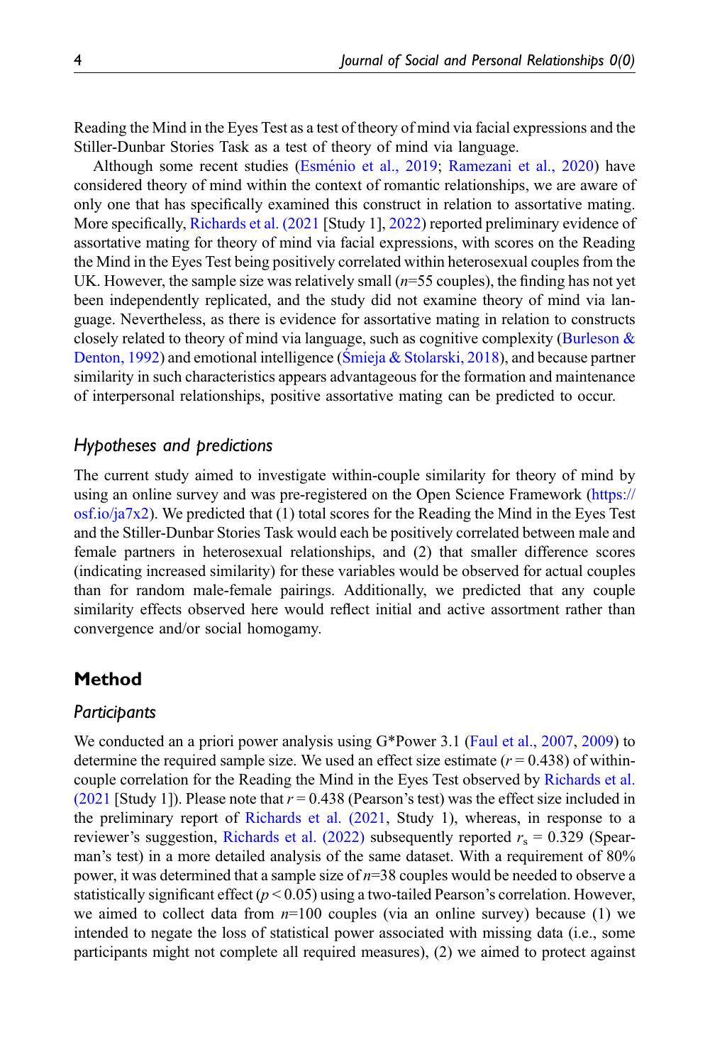Reading the Mind in the Eyes Test as a test of theory of mind via facial expressions and the Stiller-Dunbar Stories Task as a test of theory of mind via language.

Although some recent studies (Esménio et al., 2019; Ramezani et al., 2020) have considered theory of mind within the context of romantic relationships, we are aware of only one that has specifically examined this construct in relation to assortative mating. More specifically, Richards et al. (2021 [Study 1], 2022) reported preliminary evidence of assortative mating for theory of mind via facial expressions, with scores on the Reading the Mind in the Eyes Test being positively correlated within heterosexual couples from the UK. However, the sample size was relatively small ($n$=55 couples), the finding has not yet been independently replicated, and the study did not examine theory of mind via language. Nevertheless, as there is evidence for assortative mating in relation to constructs closely related to theory of mind via language, such as cognitive complexity (Burleson & Denton, 1992) and emotional intelligence (Śmieja & Stolarski, 2018), and because partner similarity in such characteristics appears advantageous for the formation and maintenance of interpersonal relationships, positive assortative mating can be predicted to occur.

### *Hypotheses and predictions*

The current study aimed to investigate within-couple similarity for theory of mind by using an online survey and was pre-registered on the Open Science Framework (https://osf.io/ja7x2). We predicted that (1) total scores for the Reading the Mind in the Eyes Test and the Stiller-Dunbar Stories Task would each be positively correlated between male and female partners in heterosexual relationships, and (2) that smaller difference scores (indicating increased similarity) for these variables would be observed for actual couples than for random male-female pairings. Additionally, we predicted that any couple similarity effects observed here would reflect initial and active assortment rather than convergence and/or social homogamy.

## Method

### *Participants*

We conducted an a priori power analysis using G*Power 3.1 (Faul et al., 2007, 2009) to determine the required sample size. We used an effect size estimate ($r$ = 0.438) of within-couple correlation for the Reading the Mind in the Eyes Test observed by Richards et al. (2021 [Study 1]). Please note that $r$ = 0.438 (Pearson's test) was the effect size included in the preliminary report of Richards et al. (2021, Study 1), whereas, in response to a reviewer's suggestion, Richards et al. (2022) subsequently reported $r_s$ = 0.329 (Spearman's test) in a more detailed analysis of the same dataset. With a requirement of 80% power, it was determined that a sample size of $n$=38 couples would be needed to observe a statistically significant effect ($p < 0.05$) using a two-tailed Pearson's correlation. However, we aimed to collect data from $n$=100 couples (via an online survey) because (1) we intended to negate the loss of statistical power associated with missing data (i.e., some participants might not complete all required measures), (2) we aimed to protect against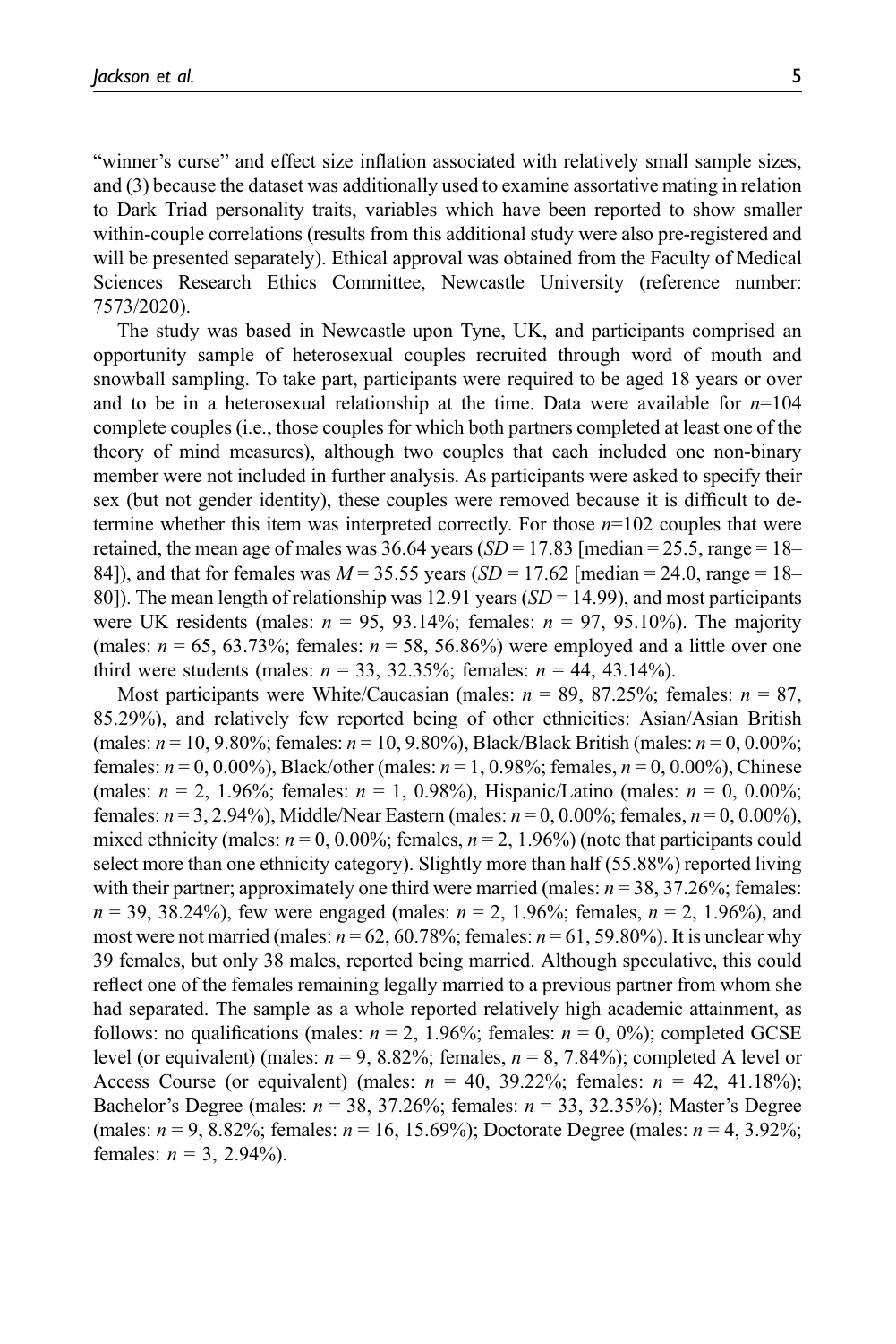"winner's curse" and effect size inflation associated with relatively small sample sizes, and (3) because the dataset was additionally used to examine assortative mating in relation to Dark Triad personality traits, variables which have been reported to show smaller within-couple correlations (results from this additional study were also pre-registered and will be presented separately). Ethical approval was obtained from the Faculty of Medical Sciences Research Ethics Committee, Newcastle University (reference number: 7573/2020).

The study was based in Newcastle upon Tyne, UK, and participants comprised an opportunity sample of heterosexual couples recruited through word of mouth and snowball sampling. To take part, participants were required to be aged 18 years or over and to be in a heterosexual relationship at the time. Data were available for $n$=104 complete couples (i.e., those couples for which both partners completed at least one of the theory of mind measures), although two couples that each included one non-binary member were not included in further analysis. As participants were asked to specify their sex (but not gender identity), these couples were removed because it is difficult to determine whether this item was interpreted correctly. For those $n$=102 couples that were retained, the mean age of males was 36.64 years ($SD$ = 17.83 [median = 25.5, range = 18–84]), and that for females was $M$ = 35.55 years ($SD$ = 17.62 [median = 24.0, range = 18–80]). The mean length of relationship was 12.91 years ($SD$ = 14.99), and most participants were UK residents (males: $n$ = 95, 93.14%; females: $n$ = 97, 95.10%). The majority (males: $n$ = 65, 63.73%; females: $n$ = 58, 56.86%) were employed and a little over one third were students (males: $n$ = 33, 32.35%; females: $n$ = 44, 43.14%).

Most participants were White/Caucasian (males: $n$ = 89, 87.25%; females: $n$ = 87, 85.29%), and relatively few reported being of other ethnicities: Asian/Asian British (males: $n$ = 10, 9.80%; females: $n$ = 10, 9.80%), Black/Black British (males: $n$ = 0, 0.00%; females: $n$ = 0, 0.00%), Black/other (males: $n$ = 1, 0.98%; females, $n$ = 0, 0.00%), Chinese (males: $n$ = 2, 1.96%; females: $n$ = 1, 0.98%), Hispanic/Latino (males: $n$ = 0, 0.00%; females: $n$ = 3, 2.94%), Middle/Near Eastern (males: $n$ = 0, 0.00%; females, $n$ = 0, 0.00%), mixed ethnicity (males: $n$ = 0, 0.00%; females, $n$ = 2, 1.96%) (note that participants could select more than one ethnicity category). Slightly more than half (55.88%) reported living with their partner; approximately one third were married (males: $n$ = 38, 37.26%; females: $n$ = 39, 38.24%), few were engaged (males: $n$ = 2, 1.96%; females, $n$ = 2, 1.96%), and most were not married (males: $n$ = 62, 60.78%; females: $n$ = 61, 59.80%). It is unclear why 39 females, but only 38 males, reported being married. Although speculative, this could reflect one of the females remaining legally married to a previous partner from whom she had separated. The sample as a whole reported relatively high academic attainment, as follows: no qualifications (males: $n$ = 2, 1.96%; females: $n$ = 0, 0%); completed GCSE level (or equivalent) (males: $n$ = 9, 8.82%; females, $n$ = 8, 7.84%); completed A level or Access Course (or equivalent) (males: $n$ = 40, 39.22%; females: $n$ = 42, 41.18%); Bachelor's Degree (males: $n$ = 38, 37.26%; females: $n$ = 33, 32.35%); Master's Degree (males: $n$ = 9, 8.82%; females: $n$ = 16, 15.69%); Doctorate Degree (males: $n$ = 4, 3.92%; females: $n$ = 3, 2.94%).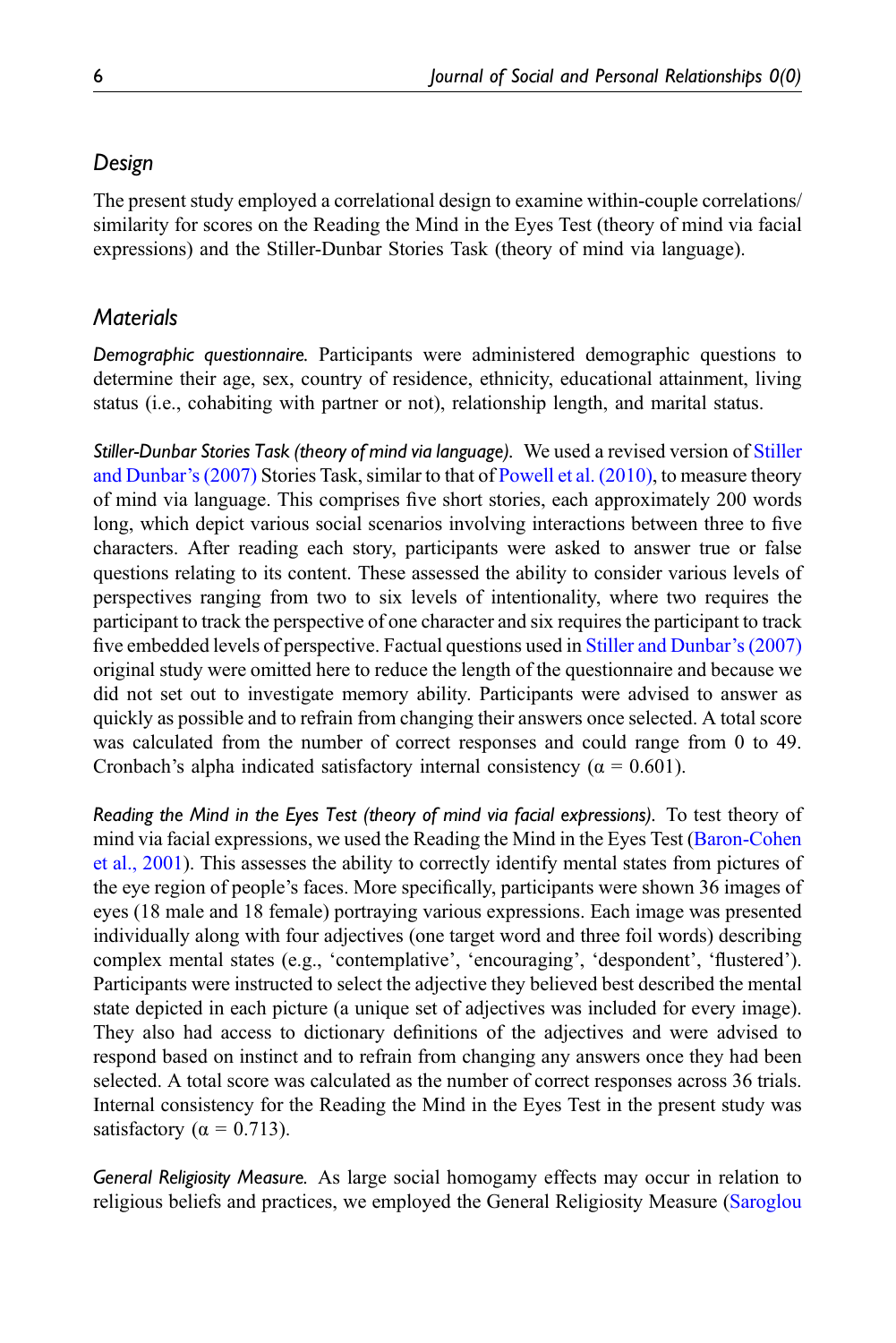## Design

The present study employed a correlational design to examine within-couple correlations/similarity for scores on the Reading the Mind in the Eyes Test (theory of mind via facial expressions) and the Stiller-Dunbar Stories Task (theory of mind via language).

## Materials

*Demographic questionnaire.* Participants were administered demographic questions to determine their age, sex, country of residence, ethnicity, educational attainment, living status (i.e., cohabiting with partner or not), relationship length, and marital status.

*Stiller-Dunbar Stories Task (theory of mind via language).* We used a revised version of Stiller and Dunbar's (2007) Stories Task, similar to that of Powell et al. (2010), to measure theory of mind via language. This comprises five short stories, each approximately 200 words long, which depict various social scenarios involving interactions between three to five characters. After reading each story, participants were asked to answer true or false questions relating to its content. These assessed the ability to consider various levels of perspectives ranging from two to six levels of intentionality, where two requires the participant to track the perspective of one character and six requires the participant to track five embedded levels of perspective. Factual questions used in Stiller and Dunbar's (2007) original study were omitted here to reduce the length of the questionnaire and because we did not set out to investigate memory ability. Participants were advised to answer as quickly as possible and to refrain from changing their answers once selected. A total score was calculated from the number of correct responses and could range from 0 to 49. Cronbach's alpha indicated satisfactory internal consistency ($\alpha = 0.601$).

*Reading the Mind in the Eyes Test (theory of mind via facial expressions).* To test theory of mind via facial expressions, we used the Reading the Mind in the Eyes Test (Baron-Cohen et al., 2001). This assesses the ability to correctly identify mental states from pictures of the eye region of people's faces. More specifically, participants were shown 36 images of eyes (18 male and 18 female) portraying various expressions. Each image was presented individually along with four adjectives (one target word and three foil words) describing complex mental states (e.g., 'contemplative', 'encouraging', 'despondent', 'flustered'). Participants were instructed to select the adjective they believed best described the mental state depicted in each picture (a unique set of adjectives was included for every image). They also had access to dictionary definitions of the adjectives and were advised to respond based on instinct and to refrain from changing any answers once they had been selected. A total score was calculated as the number of correct responses across 36 trials. Internal consistency for the Reading the Mind in the Eyes Test in the present study was satisfactory ($\alpha = 0.713$).

*General Religiosity Measure.* As large social homogamy effects may occur in relation to religious beliefs and practices, we employed the General Religiosity Measure (Saroglou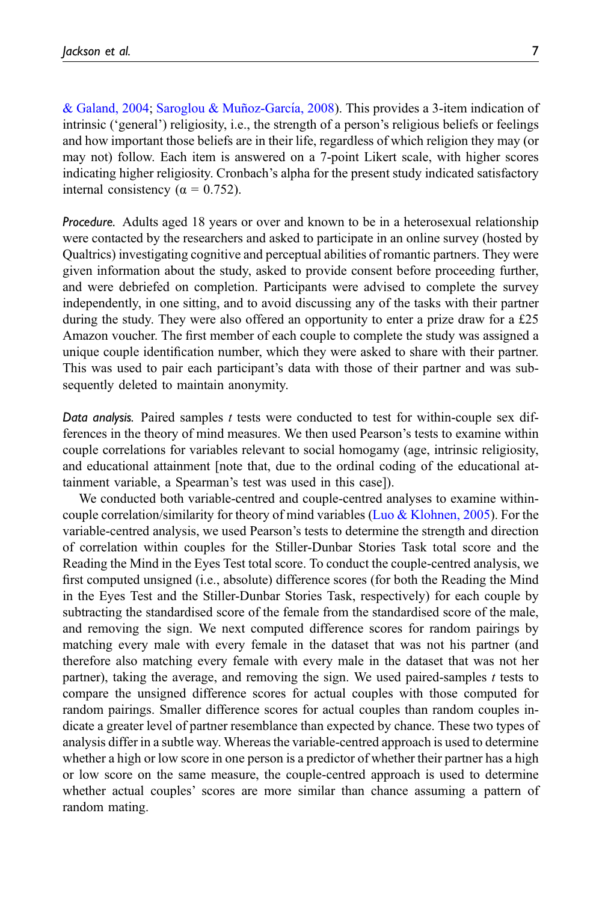& Galand, 2004; Saroglou & Muñoz-García, 2008). This provides a 3-item indication of intrinsic ('general') religiosity, i.e., the strength of a person's religious beliefs or feelings and how important those beliefs are in their life, regardless of which religion they may (or may not) follow. Each item is answered on a 7-point Likert scale, with higher scores indicating higher religiosity. Cronbach's alpha for the present study indicated satisfactory internal consistency ($\alpha = 0.752$).

*Procedure.* Adults aged 18 years or over and known to be in a heterosexual relationship were contacted by the researchers and asked to participate in an online survey (hosted by Qualtrics) investigating cognitive and perceptual abilities of romantic partners. They were given information about the study, asked to provide consent before proceeding further, and were debriefed on completion. Participants were advised to complete the survey independently, in one sitting, and to avoid discussing any of the tasks with their partner during the study. They were also offered an opportunity to enter a prize draw for a £25 Amazon voucher. The first member of each couple to complete the study was assigned a unique couple identification number, which they were asked to share with their partner. This was used to pair each participant's data with those of their partner and was subsequently deleted to maintain anonymity.

*Data analysis.* Paired samples $t$ tests were conducted to test for within-couple sex differences in the theory of mind measures. We then used Pearson's tests to examine within couple correlations for variables relevant to social homogamy (age, intrinsic religiosity, and educational attainment [note that, due to the ordinal coding of the educational attainment variable, a Spearman's test was used in this case]).

We conducted both variable-centred and couple-centred analyses to examine within-couple correlation/similarity for theory of mind variables (Luo & Klohnen, 2005). For the variable-centred analysis, we used Pearson's tests to determine the strength and direction of correlation within couples for the Stiller-Dunbar Stories Task total score and the Reading the Mind in the Eyes Test total score. To conduct the couple-centred analysis, we first computed unsigned (i.e., absolute) difference scores (for both the Reading the Mind in the Eyes Test and the Stiller-Dunbar Stories Task, respectively) for each couple by subtracting the standardised score of the female from the standardised score of the male, and removing the sign. We next computed difference scores for random pairings by matching every male with every female in the dataset that was not his partner (and therefore also matching every female with every male in the dataset that was not her partner), taking the average, and removing the sign. We used paired-samples $t$ tests to compare the unsigned difference scores for actual couples with those computed for random pairings. Smaller difference scores for actual couples than random couples indicate a greater level of partner resemblance than expected by chance. These two types of analysis differ in a subtle way. Whereas the variable-centred approach is used to determine whether a high or low score in one person is a predictor of whether their partner has a high or low score on the same measure, the couple-centred approach is used to determine whether actual couples' scores are more similar than chance assuming a pattern of random mating.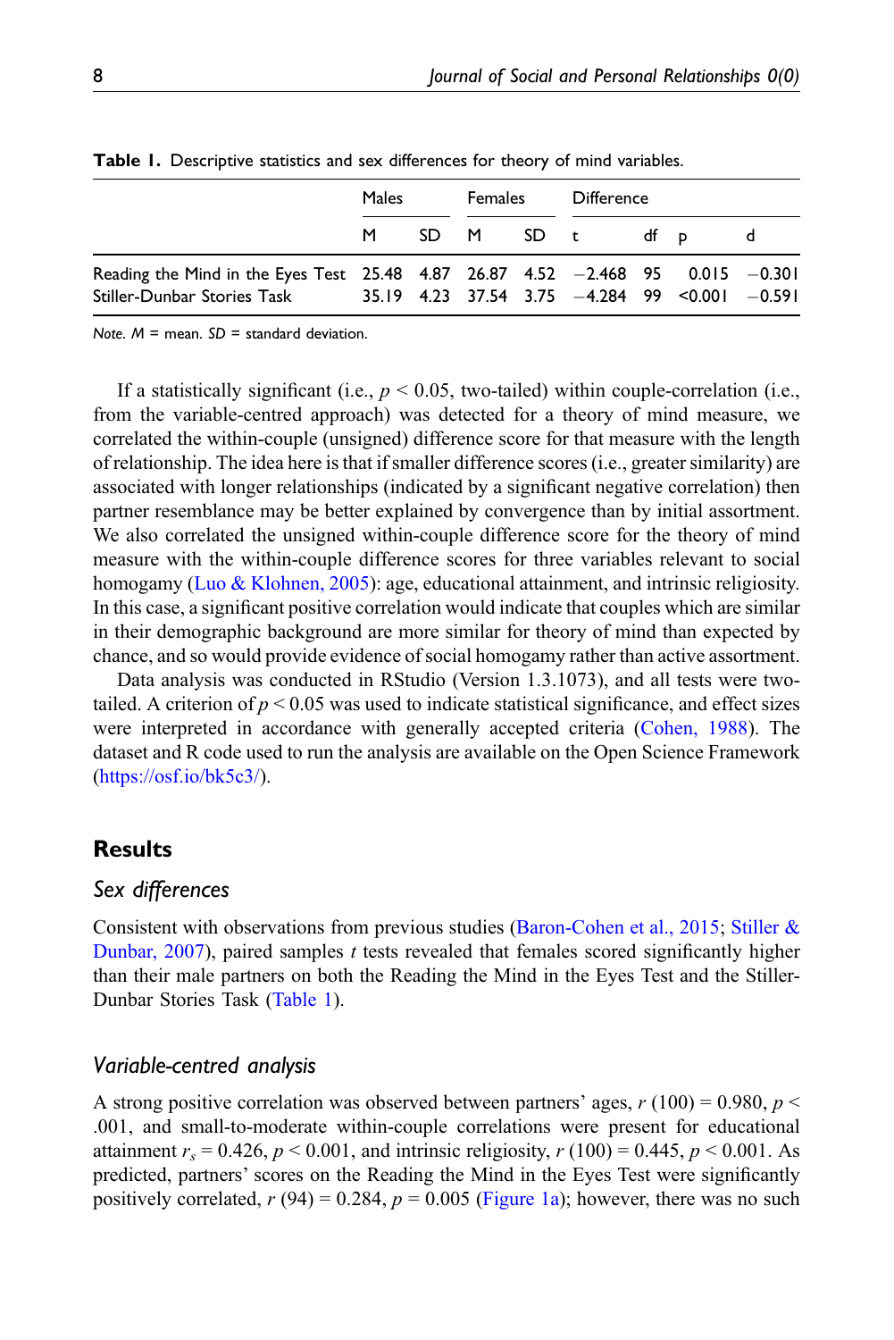**Table 1.** Descriptive statistics and sex differences for theory of mind variables.

| | Males | | Females | | Difference | | | |
|---|---|---|---|---|---|---|---|---|
| | M | SD | M | SD | t | df | p | d |
| Reading the Mind in the Eyes Test | 25.48 | 4.87 | 26.87 | 4.52 | −2.468 | 95 | 0.015 | −0.301 |
| Stiller-Dunbar Stories Task | 35.19 | 4.23 | 37.54 | 3.75 | −4.284 | 99 | <0.001 | −0.591 |

*Note.* M = mean. SD = standard deviation.

If a statistically significant (i.e., $p < 0.05$, two-tailed) within couple-correlation (i.e., from the variable-centred approach) was detected for a theory of mind measure, we correlated the within-couple (unsigned) difference score for that measure with the length of relationship. The idea here is that if smaller difference scores (i.e., greater similarity) are associated with longer relationships (indicated by a significant negative correlation) then partner resemblance may be better explained by convergence than by initial assortment. We also correlated the unsigned within-couple difference score for the theory of mind measure with the within-couple difference scores for three variables relevant to social homogamy (Luo & Klohnen, 2005): age, educational attainment, and intrinsic religiosity. In this case, a significant positive correlation would indicate that couples which are similar in their demographic background are more similar for theory of mind than expected by chance, and so would provide evidence of social homogamy rather than active assortment.

Data analysis was conducted in RStudio (Version 1.3.1073), and all tests were two-tailed. A criterion of $p < 0.05$ was used to indicate statistical significance, and effect sizes were interpreted in accordance with generally accepted criteria (Cohen, 1988). The dataset and R code used to run the analysis are available on the Open Science Framework (https://osf.io/bk5c3/).

## Results

### Sex differences

Consistent with observations from previous studies (Baron-Cohen et al., 2015; Stiller & Dunbar, 2007), paired samples *t* tests revealed that females scored significantly higher than their male partners on both the Reading the Mind in the Eyes Test and the Stiller-Dunbar Stories Task (Table 1).

### Variable-centred analysis

A strong positive correlation was observed between partners' ages, $r\ (100) = 0.980$, $p < .001$, and small-to-moderate within-couple correlations were present for educational attainment $r_s = 0.426$, $p < 0.001$, and intrinsic religiosity, $r\ (100) = 0.445$, $p < 0.001$. As predicted, partners' scores on the Reading the Mind in the Eyes Test were significantly positively correlated, $r\ (94) = 0.284$, $p = 0.005$ (Figure 1a); however, there was no such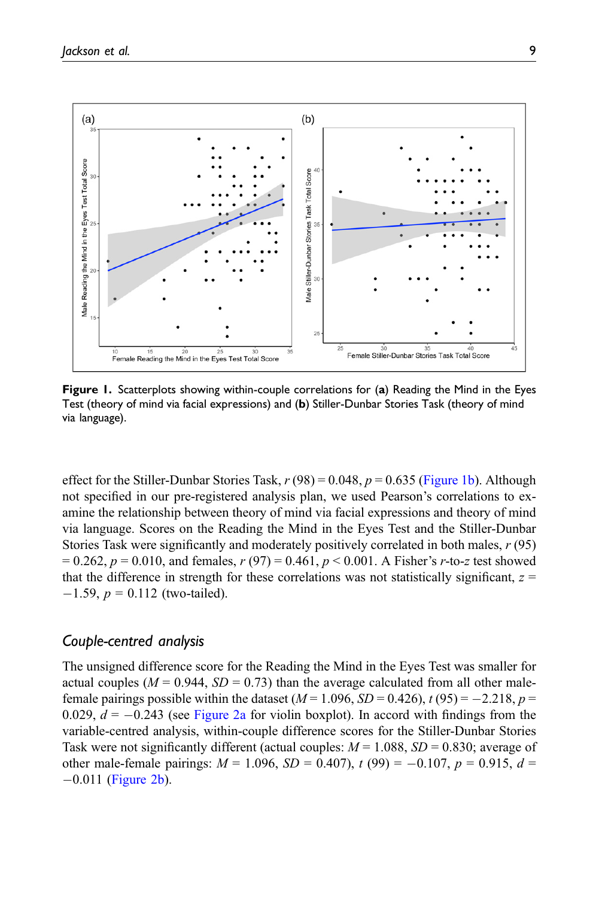**Figure 1.** Scatterplots showing within-couple correlations for (**a**) Reading the Mind in the Eyes Test (theory of mind via facial expressions) and (**b**) Stiller-Dunbar Stories Task (theory of mind via language).

effect for the Stiller-Dunbar Stories Task, $r$ (98) = 0.048, $p$ = 0.635 (Figure 1b). Although not specified in our pre-registered analysis plan, we used Pearson's correlations to examine the relationship between theory of mind via facial expressions and theory of mind via language. Scores on the Reading the Mind in the Eyes Test and the Stiller-Dunbar Stories Task were significantly and moderately positively correlated in both males, $r$ (95) = 0.262, $p$ = 0.010, and females, $r$ (97) = 0.461, $p < 0.001$. A Fisher's $r$-to-$z$ test showed that the difference in strength for these correlations was not statistically significant, $z$ = −1.59, $p$ = 0.112 (two-tailed).

## *Couple-centred analysis*

The unsigned difference score for the Reading the Mind in the Eyes Test was smaller for actual couples ($M$ = 0.944, $SD$ = 0.73) than the average calculated from all other male-female pairings possible within the dataset ($M$ = 1.096, $SD$ = 0.426), $t$ (95) = −2.218, $p$ = 0.029, $d$ = −0.243 (see Figure 2a for violin boxplot). In accord with findings from the variable-centred analysis, within-couple difference scores for the Stiller-Dunbar Stories Task were not significantly different (actual couples: $M$ = 1.088, $SD$ = 0.830; average of other male-female pairings: $M$ = 1.096, $SD$ = 0.407), $t$ (99) = −0.107, $p$ = 0.915, $d$ = −0.011 (Figure 2b).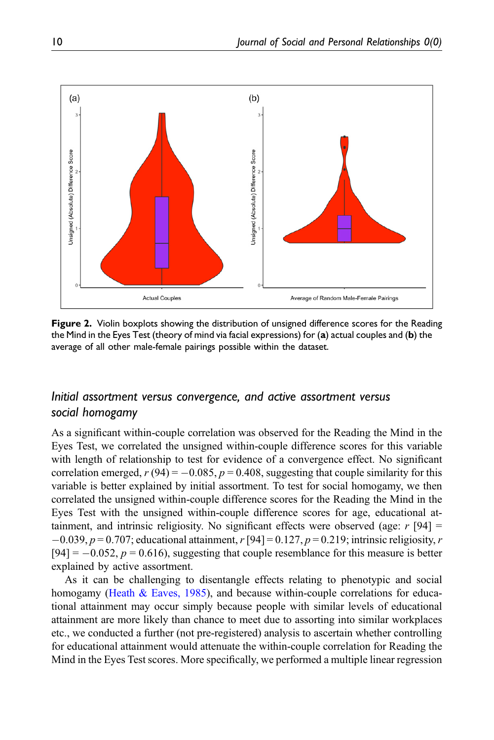Figure 2. Violin boxplots showing the distribution of unsigned difference scores for the Reading the Mind in the Eyes Test (theory of mind via facial expressions) for (a) actual couples and (b) the average of all other male-female pairings possible within the dataset.

## *Initial assortment versus convergence, and active assortment versus social homogamy*

As a significant within-couple correlation was observed for the Reading the Mind in the Eyes Test, we correlated the unsigned within-couple difference scores for this variable with length of relationship to test for evidence of a convergence effect. No significant correlation emerged, $r$ (94) = −0.085, $p$ = 0.408, suggesting that couple similarity for this variable is better explained by initial assortment. To test for social homogamy, we then correlated the unsigned within-couple difference scores for the Reading the Mind in the Eyes Test with the unsigned within-couple difference scores for age, educational attainment, and intrinsic religiosity. No significant effects were observed (age: $r$ [94] = −0.039, $p$ = 0.707; educational attainment, $r$ [94] = 0.127, $p$ = 0.219; intrinsic religiosity, $r$ [94] = −0.052, $p$ = 0.616), suggesting that couple resemblance for this measure is better explained by active assortment.

As it can be challenging to disentangle effects relating to phenotypic and social homogamy (Heath & Eaves, 1985), and because within-couple correlations for educational attainment may occur simply because people with similar levels of educational attainment are more likely than chance to meet due to assorting into similar workplaces etc., we conducted a further (not pre-registered) analysis to ascertain whether controlling for educational attainment would attenuate the within-couple correlation for Reading the Mind in the Eyes Test scores. More specifically, we performed a multiple linear regression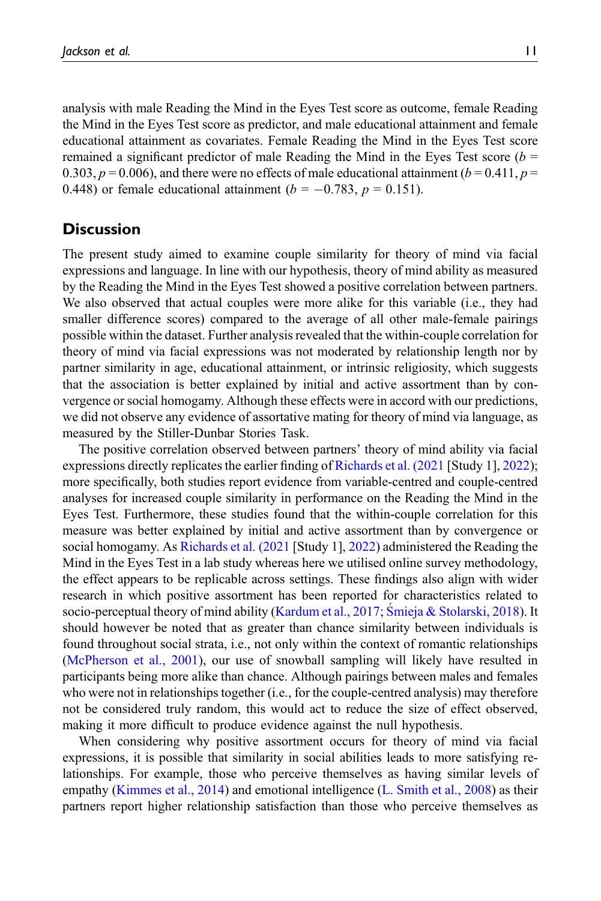analysis with male Reading the Mind in the Eyes Test score as outcome, female Reading the Mind in the Eyes Test score as predictor, and male educational attainment and female educational attainment as covariates. Female Reading the Mind in the Eyes Test score remained a significant predictor of male Reading the Mind in the Eyes Test score ($b$ = 0.303, $p$ = 0.006), and there were no effects of male educational attainment ($b$ = 0.411, $p$ = 0.448) or female educational attainment ($b$ = −0.783, $p$ = 0.151).

## Discussion

The present study aimed to examine couple similarity for theory of mind via facial expressions and language. In line with our hypothesis, theory of mind ability as measured by the Reading the Mind in the Eyes Test showed a positive correlation between partners. We also observed that actual couples were more alike for this variable (i.e., they had smaller difference scores) compared to the average of all other male-female pairings possible within the dataset. Further analysis revealed that the within-couple correlation for theory of mind via facial expressions was not moderated by relationship length nor by partner similarity in age, educational attainment, or intrinsic religiosity, which suggests that the association is better explained by initial and active assortment than by convergence or social homogamy. Although these effects were in accord with our predictions, we did not observe any evidence of assortative mating for theory of mind via language, as measured by the Stiller-Dunbar Stories Task.

The positive correlation observed between partners' theory of mind ability via facial expressions directly replicates the earlier finding of Richards et al. (2021 [Study 1], 2022); more specifically, both studies report evidence from variable-centred and couple-centred analyses for increased couple similarity in performance on the Reading the Mind in the Eyes Test. Furthermore, these studies found that the within-couple correlation for this measure was better explained by initial and active assortment than by convergence or social homogamy. As Richards et al. (2021 [Study 1], 2022) administered the Reading the Mind in the Eyes Test in a lab study whereas here we utilised online survey methodology, the effect appears to be replicable across settings. These findings also align with wider research in which positive assortment has been reported for characteristics related to socio-perceptual theory of mind ability (Kardum et al., 2017; Śmieja & Stolarski, 2018). It should however be noted that as greater than chance similarity between individuals is found throughout social strata, i.e., not only within the context of romantic relationships (McPherson et al., 2001), our use of snowball sampling will likely have resulted in participants being more alike than chance. Although pairings between males and females who were not in relationships together (i.e., for the couple-centred analysis) may therefore not be considered truly random, this would act to reduce the size of effect observed, making it more difficult to produce evidence against the null hypothesis.

When considering why positive assortment occurs for theory of mind via facial expressions, it is possible that similarity in social abilities leads to more satisfying relationships. For example, those who perceive themselves as having similar levels of empathy (Kimmes et al., 2014) and emotional intelligence (L. Smith et al., 2008) as their partners report higher relationship satisfaction than those who perceive themselves as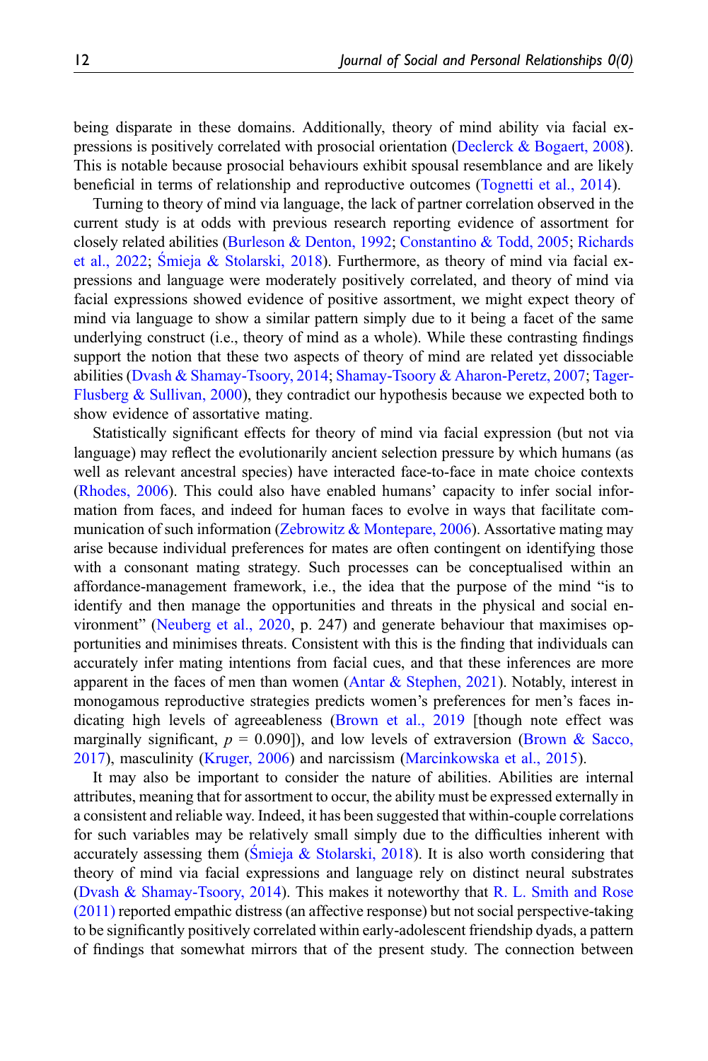being disparate in these domains. Additionally, theory of mind ability via facial expressions is positively correlated with prosocial orientation (Declerck & Bogaert, 2008). This is notable because prosocial behaviours exhibit spousal resemblance and are likely beneficial in terms of relationship and reproductive outcomes (Tognetti et al., 2014).

Turning to theory of mind via language, the lack of partner correlation observed in the current study is at odds with previous research reporting evidence of assortment for closely related abilities (Burleson & Denton, 1992; Constantino & Todd, 2005; Richards et al., 2022; Śmieja & Stolarski, 2018). Furthermore, as theory of mind via facial expressions and language were moderately positively correlated, and theory of mind via facial expressions showed evidence of positive assortment, we might expect theory of mind via language to show a similar pattern simply due to it being a facet of the same underlying construct (i.e., theory of mind as a whole). While these contrasting findings support the notion that these two aspects of theory of mind are related yet dissociable abilities (Dvash & Shamay-Tsoory, 2014; Shamay-Tsoory & Aharon-Peretz, 2007; Tager-Flusberg & Sullivan, 2000), they contradict our hypothesis because we expected both to show evidence of assortative mating.

Statistically significant effects for theory of mind via facial expression (but not via language) may reflect the evolutionarily ancient selection pressure by which humans (as well as relevant ancestral species) have interacted face-to-face in mate choice contexts (Rhodes, 2006). This could also have enabled humans' capacity to infer social information from faces, and indeed for human faces to evolve in ways that facilitate communication of such information (Zebrowitz & Montepare, 2006). Assortative mating may arise because individual preferences for mates are often contingent on identifying those with a consonant mating strategy. Such processes can be conceptualised within an affordance-management framework, i.e., the idea that the purpose of the mind "is to identify and then manage the opportunities and threats in the physical and social environment" (Neuberg et al., 2020, p. 247) and generate behaviour that maximises opportunities and minimises threats. Consistent with this is the finding that individuals can accurately infer mating intentions from facial cues, and that these inferences are more apparent in the faces of men than women (Antar & Stephen, 2021). Notably, interest in monogamous reproductive strategies predicts women's preferences for men's faces indicating high levels of agreeableness (Brown et al., 2019 [though note effect was marginally significant, $p = 0.090$]), and low levels of extraversion (Brown & Sacco, 2017), masculinity (Kruger, 2006) and narcissism (Marcinkowska et al., 2015).

It may also be important to consider the nature of abilities. Abilities are internal attributes, meaning that for assortment to occur, the ability must be expressed externally in a consistent and reliable way. Indeed, it has been suggested that within-couple correlations for such variables may be relatively small simply due to the difficulties inherent with accurately assessing them (Śmieja & Stolarski, 2018). It is also worth considering that theory of mind via facial expressions and language rely on distinct neural substrates (Dvash & Shamay-Tsoory, 2014). This makes it noteworthy that R. L. Smith and Rose (2011) reported empathic distress (an affective response) but not social perspective-taking to be significantly positively correlated within early-adolescent friendship dyads, a pattern of findings that somewhat mirrors that of the present study. The connection between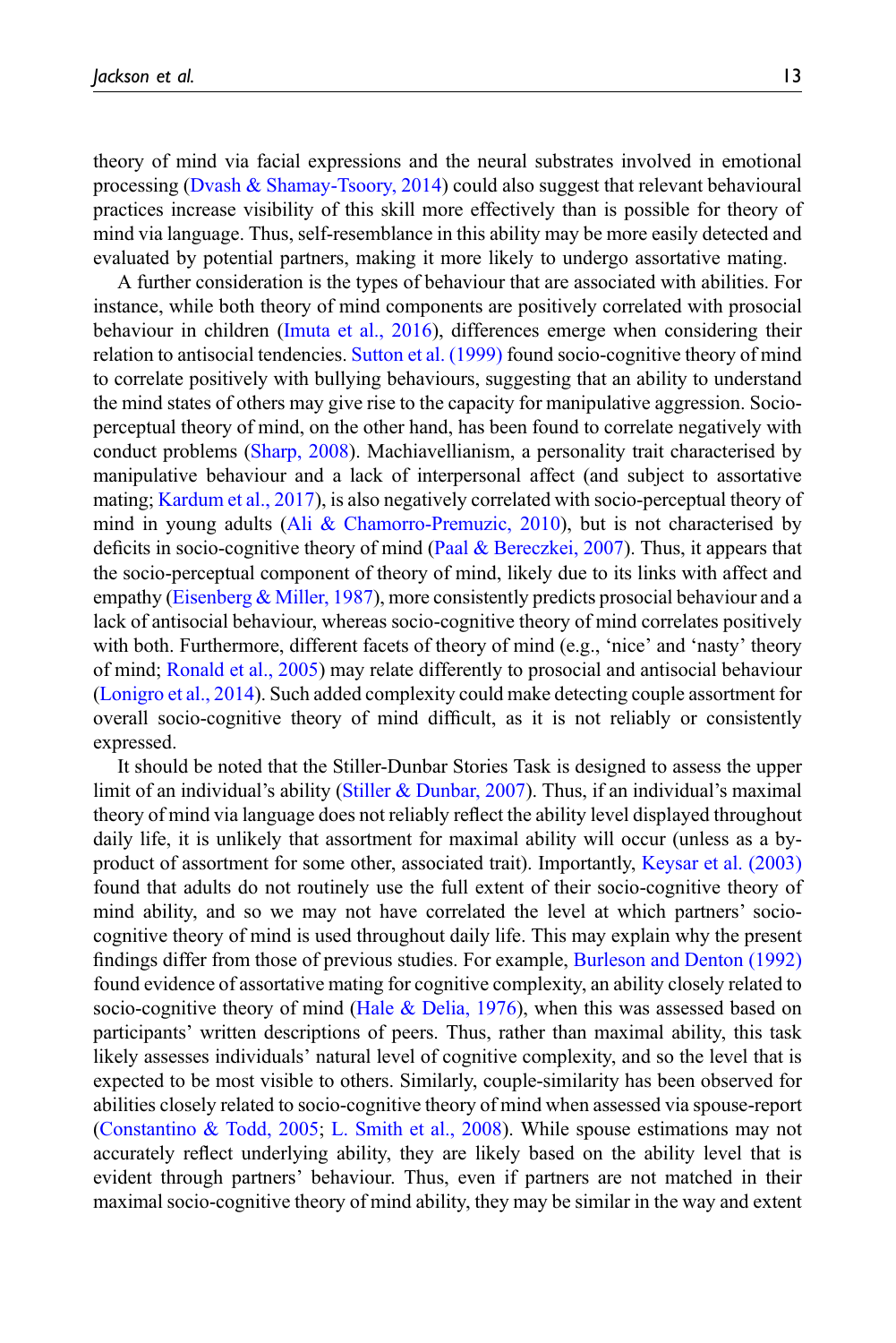theory of mind via facial expressions and the neural substrates involved in emotional processing (Dvash & Shamay-Tsoory, 2014) could also suggest that relevant behavioural practices increase visibility of this skill more effectively than is possible for theory of mind via language. Thus, self-resemblance in this ability may be more easily detected and evaluated by potential partners, making it more likely to undergo assortative mating.

A further consideration is the types of behaviour that are associated with abilities. For instance, while both theory of mind components are positively correlated with prosocial behaviour in children (Imuta et al., 2016), differences emerge when considering their relation to antisocial tendencies. Sutton et al. (1999) found socio-cognitive theory of mind to correlate positively with bullying behaviours, suggesting that an ability to understand the mind states of others may give rise to the capacity for manipulative aggression. Socio-perceptual theory of mind, on the other hand, has been found to correlate negatively with conduct problems (Sharp, 2008). Machiavellianism, a personality trait characterised by manipulative behaviour and a lack of interpersonal affect (and subject to assortative mating; Kardum et al., 2017), is also negatively correlated with socio-perceptual theory of mind in young adults (Ali & Chamorro-Premuzic, 2010), but is not characterised by deficits in socio-cognitive theory of mind (Paal & Bereczkei, 2007). Thus, it appears that the socio-perceptual component of theory of mind, likely due to its links with affect and empathy (Eisenberg & Miller, 1987), more consistently predicts prosocial behaviour and a lack of antisocial behaviour, whereas socio-cognitive theory of mind correlates positively with both. Furthermore, different facets of theory of mind (e.g., 'nice' and 'nasty' theory of mind; Ronald et al., 2005) may relate differently to prosocial and antisocial behaviour (Lonigro et al., 2014). Such added complexity could make detecting couple assortment for overall socio-cognitive theory of mind difficult, as it is not reliably or consistently expressed.

It should be noted that the Stiller-Dunbar Stories Task is designed to assess the upper limit of an individual's ability (Stiller & Dunbar, 2007). Thus, if an individual's maximal theory of mind via language does not reliably reflect the ability level displayed throughout daily life, it is unlikely that assortment for maximal ability will occur (unless as a by-product of assortment for some other, associated trait). Importantly, Keysar et al. (2003) found that adults do not routinely use the full extent of their socio-cognitive theory of mind ability, and so we may not have correlated the level at which partners' socio-cognitive theory of mind is used throughout daily life. This may explain why the present findings differ from those of previous studies. For example, Burleson and Denton (1992) found evidence of assortative mating for cognitive complexity, an ability closely related to socio-cognitive theory of mind (Hale & Delia, 1976), when this was assessed based on participants' written descriptions of peers. Thus, rather than maximal ability, this task likely assesses individuals' natural level of cognitive complexity, and so the level that is expected to be most visible to others. Similarly, couple-similarity has been observed for abilities closely related to socio-cognitive theory of mind when assessed via spouse-report (Constantino & Todd, 2005; L. Smith et al., 2008). While spouse estimations may not accurately reflect underlying ability, they are likely based on the ability level that is evident through partners' behaviour. Thus, even if partners are not matched in their maximal socio-cognitive theory of mind ability, they may be similar in the way and extent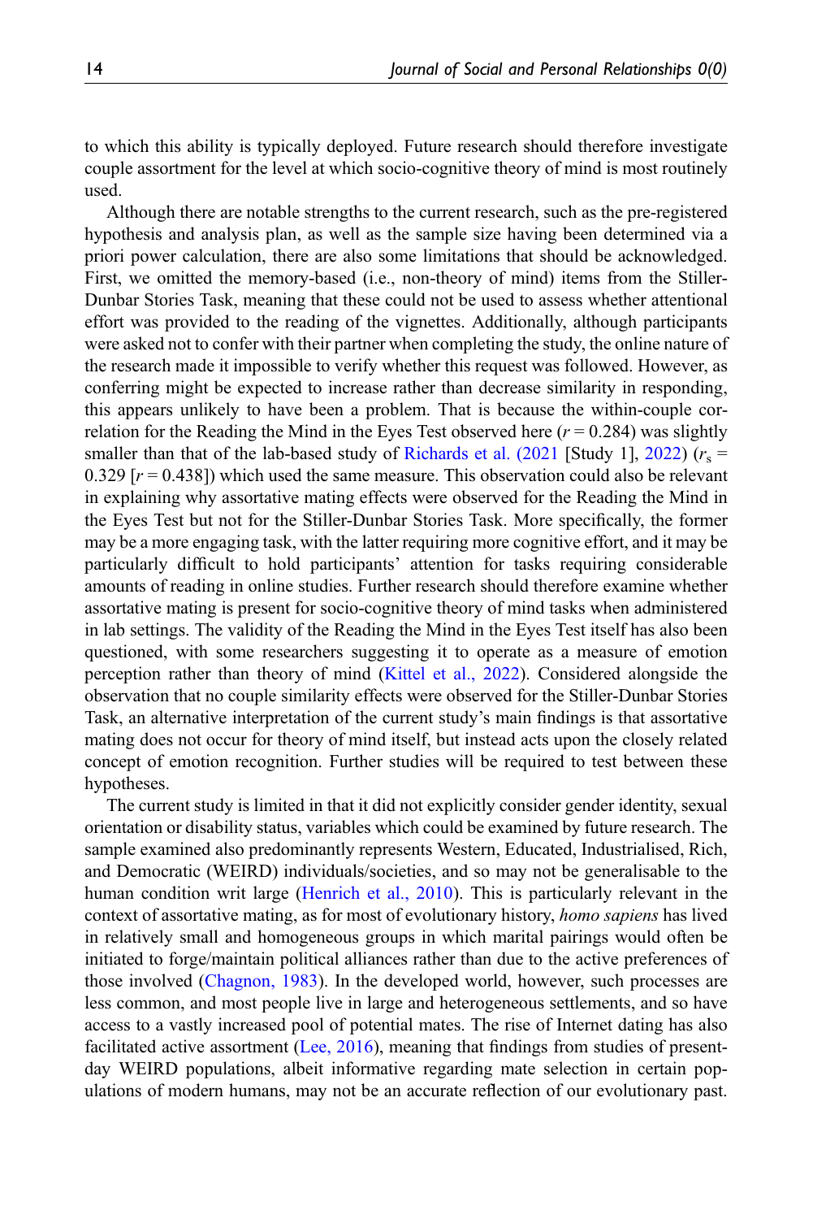to which this ability is typically deployed. Future research should therefore investigate couple assortment for the level at which socio-cognitive theory of mind is most routinely used.

Although there are notable strengths to the current research, such as the pre-registered hypothesis and analysis plan, as well as the sample size having been determined via a priori power calculation, there are also some limitations that should be acknowledged. First, we omitted the memory-based (i.e., non-theory of mind) items from the Stiller-Dunbar Stories Task, meaning that these could not be used to assess whether attentional effort was provided to the reading of the vignettes. Additionally, although participants were asked not to confer with their partner when completing the study, the online nature of the research made it impossible to verify whether this request was followed. However, as conferring might be expected to increase rather than decrease similarity in responding, this appears unlikely to have been a problem. That is because the within-couple correlation for the Reading the Mind in the Eyes Test observed here ($r = 0.284$) was slightly smaller than that of the lab-based study of Richards et al. (2021 [Study 1], 2022) ($r_s = 0.329$ [$r = 0.438$]) which used the same measure. This observation could also be relevant in explaining why assortative mating effects were observed for the Reading the Mind in the Eyes Test but not for the Stiller-Dunbar Stories Task. More specifically, the former may be a more engaging task, with the latter requiring more cognitive effort, and it may be particularly difficult to hold participants' attention for tasks requiring considerable amounts of reading in online studies. Further research should therefore examine whether assortative mating is present for socio-cognitive theory of mind tasks when administered in lab settings. The validity of the Reading the Mind in the Eyes Test itself has also been questioned, with some researchers suggesting it to operate as a measure of emotion perception rather than theory of mind (Kittel et al., 2022). Considered alongside the observation that no couple similarity effects were observed for the Stiller-Dunbar Stories Task, an alternative interpretation of the current study's main findings is that assortative mating does not occur for theory of mind itself, but instead acts upon the closely related concept of emotion recognition. Further studies will be required to test between these hypotheses.

The current study is limited in that it did not explicitly consider gender identity, sexual orientation or disability status, variables which could be examined by future research. The sample examined also predominantly represents Western, Educated, Industrialised, Rich, and Democratic (WEIRD) individuals/societies, and so may not be generalisable to the human condition writ large (Henrich et al., 2010). This is particularly relevant in the context of assortative mating, as for most of evolutionary history, *homo sapiens* has lived in relatively small and homogeneous groups in which marital pairings would often be initiated to forge/maintain political alliances rather than due to the active preferences of those involved (Chagnon, 1983). In the developed world, however, such processes are less common, and most people live in large and heterogeneous settlements, and so have access to a vastly increased pool of potential mates. The rise of Internet dating has also facilitated active assortment (Lee, 2016), meaning that findings from studies of present-day WEIRD populations, albeit informative regarding mate selection in certain populations of modern humans, may not be an accurate reflection of our evolutionary past.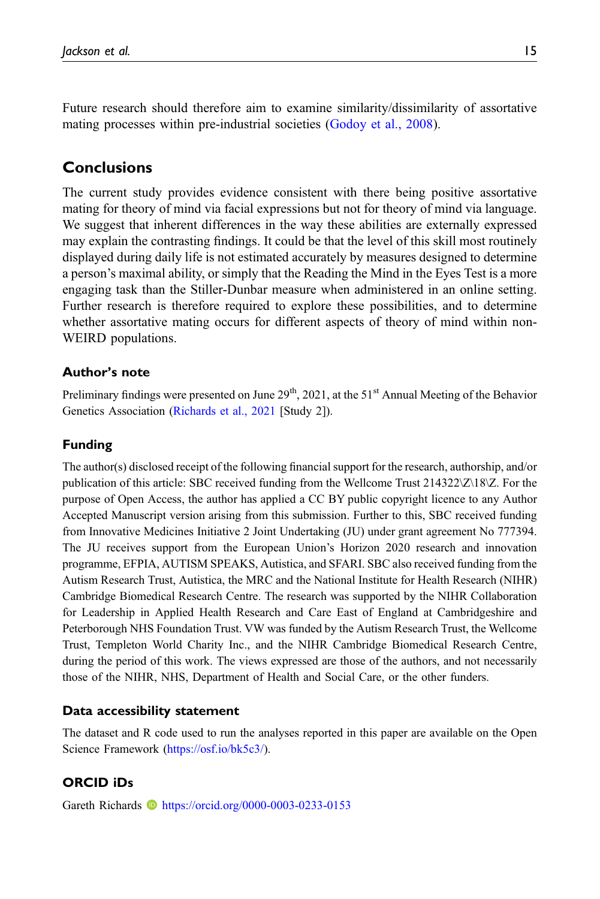Future research should therefore aim to examine similarity/dissimilarity of assortative mating processes within pre-industrial societies (Godoy et al., 2008).

## Conclusions

The current study provides evidence consistent with there being positive assortative mating for theory of mind via facial expressions but not for theory of mind via language. We suggest that inherent differences in the way these abilities are externally expressed may explain the contrasting findings. It could be that the level of this skill most routinely displayed during daily life is not estimated accurately by measures designed to determine a person's maximal ability, or simply that the Reading the Mind in the Eyes Test is a more engaging task than the Stiller-Dunbar measure when administered in an online setting. Further research is therefore required to explore these possibilities, and to determine whether assortative mating occurs for different aspects of theory of mind within non-WEIRD populations.

### Author's note

Preliminary findings were presented on June 29th, 2021, at the 51st Annual Meeting of the Behavior Genetics Association (Richards et al., 2021 [Study 2]).

### Funding

The author(s) disclosed receipt of the following financial support for the research, authorship, and/or publication of this article: SBC received funding from the Wellcome Trust 214322\Z\18\Z. For the purpose of Open Access, the author has applied a CC BY public copyright licence to any Author Accepted Manuscript version arising from this submission. Further to this, SBC received funding from Innovative Medicines Initiative 2 Joint Undertaking (JU) under grant agreement No 777394. The JU receives support from the European Union's Horizon 2020 research and innovation programme, EFPIA, AUTISM SPEAKS, Autistica, and SFARI. SBC also received funding from the Autism Research Trust, Autistica, the MRC and the National Institute for Health Research (NIHR) Cambridge Biomedical Research Centre. The research was supported by the NIHR Collaboration for Leadership in Applied Health Research and Care East of England at Cambridgeshire and Peterborough NHS Foundation Trust. VW was funded by the Autism Research Trust, the Wellcome Trust, Templeton World Charity Inc., and the NIHR Cambridge Biomedical Research Centre, during the period of this work. The views expressed are those of the authors, and not necessarily those of the NIHR, NHS, Department of Health and Social Care, or the other funders.

### Data accessibility statement

The dataset and R code used to run the analyses reported in this paper are available on the Open Science Framework (https://osf.io/bk5c3/).

### ORCID iDs

Gareth Richards https://orcid.org/0000-0003-0233-0153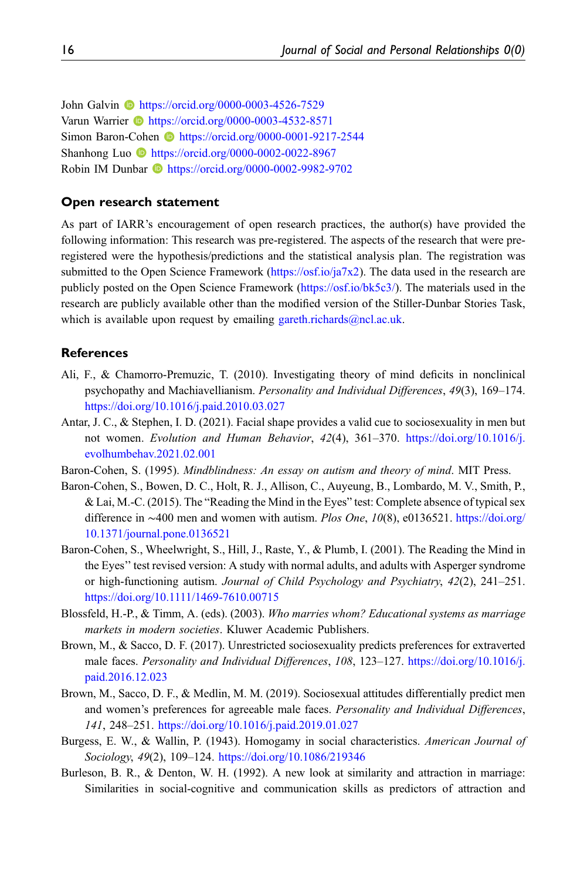John Galvin https://orcid.org/0000-0003-4526-7529
Varun Warrier https://orcid.org/0000-0003-4532-8571
Simon Baron-Cohen https://orcid.org/0000-0001-9217-2544
Shanhong Luo https://orcid.org/0000-0002-0022-8967
Robin IM Dunbar https://orcid.org/0000-0002-9982-9702

## Open research statement

As part of IARR's encouragement of open research practices, the author(s) have provided the following information: This research was pre-registered. The aspects of the research that were pre-registered were the hypothesis/predictions and the statistical analysis plan. The registration was submitted to the Open Science Framework (https://osf.io/ja7x2). The data used in the research are publicly posted on the Open Science Framework (https://osf.io/bk5c3/). The materials used in the research are publicly available other than the modified version of the Stiller-Dunbar Stories Task, which is available upon request by emailing gareth.richards@ncl.ac.uk.

## References

Ali, F., & Chamorro-Premuzic, T. (2010). Investigating theory of mind deficits in nonclinical psychopathy and Machiavellianism. *Personality and Individual Differences*, *49*(3), 169–174. https://doi.org/10.1016/j.paid.2010.03.027

Antar, J. C., & Stephen, I. D. (2021). Facial shape provides a valid cue to sociosexuality in men but not women. *Evolution and Human Behavior*, *42*(4), 361–370. https://doi.org/10.1016/j.evolhumbehav.2021.02.001

Baron-Cohen, S. (1995). *Mindblindness: An essay on autism and theory of mind*. MIT Press.

Baron-Cohen, S., Bowen, D. C., Holt, R. J., Allison, C., Auyeung, B., Lombardo, M. V., Smith, P., & Lai, M.-C. (2015). The "Reading the Mind in the Eyes" test: Complete absence of typical sex difference in ~400 men and women with autism. *Plos One*, *10*(8), e0136521. https://doi.org/10.1371/journal.pone.0136521

Baron-Cohen, S., Wheelwright, S., Hill, J., Raste, Y., & Plumb, I. (2001). The Reading the Mind in the Eyes" test revised version: A study with normal adults, and adults with Asperger syndrome or high-functioning autism. *Journal of Child Psychology and Psychiatry*, *42*(2), 241–251. https://doi.org/10.1111/1469-7610.00715

Blossfeld, H.-P., & Timm, A. (eds). (2003). *Who marries whom? Educational systems as marriage markets in modern societies*. Kluwer Academic Publishers.

Brown, M., & Sacco, D. F. (2017). Unrestricted sociosexuality predicts preferences for extraverted male faces. *Personality and Individual Differences*, *108*, 123–127. https://doi.org/10.1016/j.paid.2016.12.023

Brown, M., Sacco, D. F., & Medlin, M. M. (2019). Sociosexual attitudes differentially predict men and women's preferences for agreeable male faces. *Personality and Individual Differences*, *141*, 248–251. https://doi.org/10.1016/j.paid.2019.01.027

Burgess, E. W., & Wallin, P. (1943). Homogamy in social characteristics. *American Journal of Sociology*, *49*(2), 109–124. https://doi.org/10.1086/219346

Burleson, B. R., & Denton, W. H. (1992). A new look at similarity and attraction in marriage: Similarities in social-cognitive and communication skills as predictors of attraction and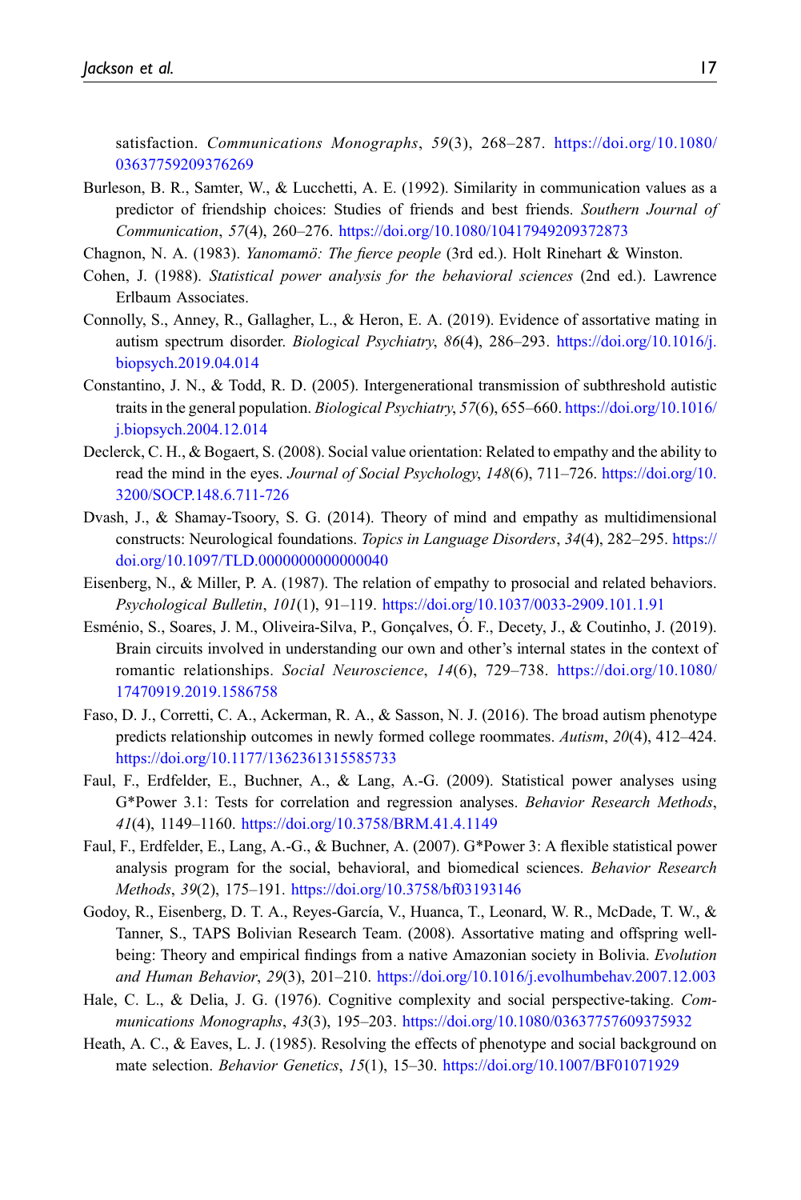satisfaction. *Communications Monographs*, *59*(3), 268–287. https://doi.org/10.1080/03637759209376269

Burleson, B. R., Samter, W., & Lucchetti, A. E. (1992). Similarity in communication values as a predictor of friendship choices: Studies of friends and best friends. *Southern Journal of Communication*, *57*(4), 260–276. https://doi.org/10.1080/10417949209372873

Chagnon, N. A. (1983). *Yanomamö: The fierce people* (3rd ed.). Holt Rinehart & Winston.

Cohen, J. (1988). *Statistical power analysis for the behavioral sciences* (2nd ed.). Lawrence Erlbaum Associates.

Connolly, S., Anney, R., Gallagher, L., & Heron, E. A. (2019). Evidence of assortative mating in autism spectrum disorder. *Biological Psychiatry*, *86*(4), 286–293. https://doi.org/10.1016/j.biopsych.2019.04.014

Constantino, J. N., & Todd, R. D. (2005). Intergenerational transmission of subthreshold autistic traits in the general population. *Biological Psychiatry*, *57*(6), 655–660. https://doi.org/10.1016/j.biopsych.2004.12.014

Declerck, C. H., & Bogaert, S. (2008). Social value orientation: Related to empathy and the ability to read the mind in the eyes. *Journal of Social Psychology*, *148*(6), 711–726. https://doi.org/10.3200/SOCP.148.6.711-726

Dvash, J., & Shamay-Tsoory, S. G. (2014). Theory of mind and empathy as multidimensional constructs: Neurological foundations. *Topics in Language Disorders*, *34*(4), 282–295. https://doi.org/10.1097/TLD.0000000000000040

Eisenberg, N., & Miller, P. A. (1987). The relation of empathy to prosocial and related behaviors. *Psychological Bulletin*, *101*(1), 91–119. https://doi.org/10.1037/0033-2909.101.1.91

Esménio, S., Soares, J. M., Oliveira-Silva, P., Gonçalves, Ó. F., Decety, J., & Coutinho, J. (2019). Brain circuits involved in understanding our own and other's internal states in the context of romantic relationships. *Social Neuroscience*, *14*(6), 729–738. https://doi.org/10.1080/17470919.2019.1586758

Faso, D. J., Corretti, C. A., Ackerman, R. A., & Sasson, N. J. (2016). The broad autism phenotype predicts relationship outcomes in newly formed college roommates. *Autism*, *20*(4), 412–424. https://doi.org/10.1177/1362361315585733

Faul, F., Erdfelder, E., Buchner, A., & Lang, A.-G. (2009). Statistical power analyses using G*Power 3.1: Tests for correlation and regression analyses. *Behavior Research Methods*, *41*(4), 1149–1160. https://doi.org/10.3758/BRM.41.4.1149

Faul, F., Erdfelder, E., Lang, A.-G., & Buchner, A. (2007). G*Power 3: A flexible statistical power analysis program for the social, behavioral, and biomedical sciences. *Behavior Research Methods*, *39*(2), 175–191. https://doi.org/10.3758/bf03193146

Godoy, R., Eisenberg, D. T. A., Reyes-García, V., Huanca, T., Leonard, W. R., McDade, T. W., & Tanner, S., TAPS Bolivian Research Team. (2008). Assortative mating and offspring well-being: Theory and empirical findings from a native Amazonian society in Bolivia. *Evolution and Human Behavior*, *29*(3), 201–210. https://doi.org/10.1016/j.evolhumbehav.2007.12.003

Hale, C. L., & Delia, J. G. (1976). Cognitive complexity and social perspective-taking. *Communications Monographs*, *43*(3), 195–203. https://doi.org/10.1080/03637757609375932

Heath, A. C., & Eaves, L. J. (1985). Resolving the effects of phenotype and social background on mate selection. *Behavior Genetics*, *15*(1), 15–30. https://doi.org/10.1007/BF01071929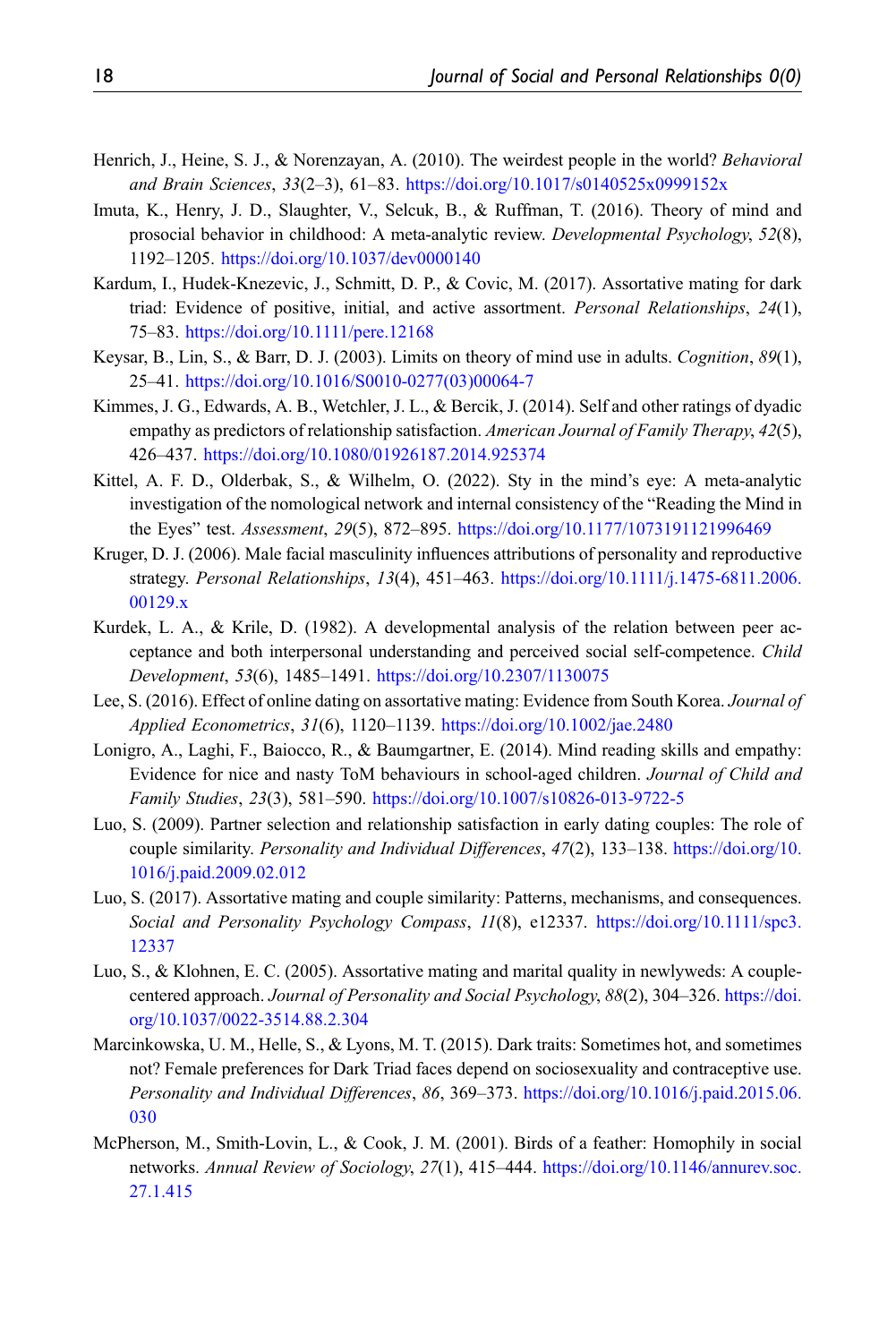Henrich, J., Heine, S. J., & Norenzayan, A. (2010). The weirdest people in the world? *Behavioral and Brain Sciences*, *33*(2–3), 61–83. https://doi.org/10.1017/s0140525x0999152x

Imuta, K., Henry, J. D., Slaughter, V., Selcuk, B., & Ruffman, T. (2016). Theory of mind and prosocial behavior in childhood: A meta-analytic review. *Developmental Psychology*, *52*(8), 1192–1205. https://doi.org/10.1037/dev0000140

Kardum, I., Hudek-Knezevic, J., Schmitt, D. P., & Covic, M. (2017). Assortative mating for dark triad: Evidence of positive, initial, and active assortment. *Personal Relationships*, *24*(1), 75–83. https://doi.org/10.1111/pere.12168

Keysar, B., Lin, S., & Barr, D. J. (2003). Limits on theory of mind use in adults. *Cognition*, *89*(1), 25–41. https://doi.org/10.1016/S0010-0277(03)00064-7

Kimmes, J. G., Edwards, A. B., Wetchler, J. L., & Bercik, J. (2014). Self and other ratings of dyadic empathy as predictors of relationship satisfaction. *American Journal of Family Therapy*, *42*(5), 426–437. https://doi.org/10.1080/01926187.2014.925374

Kittel, A. F. D., Olderbak, S., & Wilhelm, O. (2022). Sty in the mind's eye: A meta-analytic investigation of the nomological network and internal consistency of the "Reading the Mind in the Eyes" test. *Assessment*, *29*(5), 872–895. https://doi.org/10.1177/1073191121996469

Kruger, D. J. (2006). Male facial masculinity influences attributions of personality and reproductive strategy. *Personal Relationships*, *13*(4), 451–463. https://doi.org/10.1111/j.1475-6811.2006.00129.x

Kurdek, L. A., & Krile, D. (1982). A developmental analysis of the relation between peer acceptance and both interpersonal understanding and perceived social self-competence. *Child Development*, *53*(6), 1485–1491. https://doi.org/10.2307/1130075

Lee, S. (2016). Effect of online dating on assortative mating: Evidence from South Korea. *Journal of Applied Econometrics*, *31*(6), 1120–1139. https://doi.org/10.1002/jae.2480

Lonigro, A., Laghi, F., Baiocco, R., & Baumgartner, E. (2014). Mind reading skills and empathy: Evidence for nice and nasty ToM behaviours in school-aged children. *Journal of Child and Family Studies*, *23*(3), 581–590. https://doi.org/10.1007/s10826-013-9722-5

Luo, S. (2009). Partner selection and relationship satisfaction in early dating couples: The role of couple similarity. *Personality and Individual Differences*, *47*(2), 133–138. https://doi.org/10.1016/j.paid.2009.02.012

Luo, S. (2017). Assortative mating and couple similarity: Patterns, mechanisms, and consequences. *Social and Personality Psychology Compass*, *11*(8), e12337. https://doi.org/10.1111/spc3.12337

Luo, S., & Klohnen, E. C. (2005). Assortative mating and marital quality in newlyweds: A couple-centered approach. *Journal of Personality and Social Psychology*, *88*(2), 304–326. https://doi.org/10.1037/0022-3514.88.2.304

Marcinkowska, U. M., Helle, S., & Lyons, M. T. (2015). Dark traits: Sometimes hot, and sometimes not? Female preferences for Dark Triad faces depend on sociosexuality and contraceptive use. *Personality and Individual Differences*, *86*, 369–373. https://doi.org/10.1016/j.paid.2015.06.030

McPherson, M., Smith-Lovin, L., & Cook, J. M. (2001). Birds of a feather: Homophily in social networks. *Annual Review of Sociology*, *27*(1), 415–444. https://doi.org/10.1146/annurev.soc.27.1.415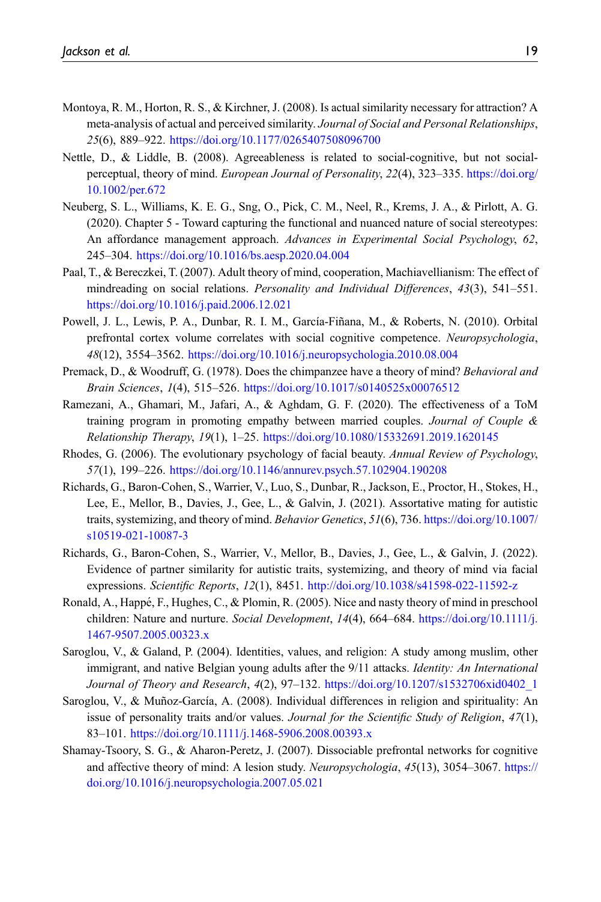Montoya, R. M., Horton, R. S., & Kirchner, J. (2008). Is actual similarity necessary for attraction? A meta-analysis of actual and perceived similarity. *Journal of Social and Personal Relationships*, *25*(6), 889–922. https://doi.org/10.1177/0265407508096700

Nettle, D., & Liddle, B. (2008). Agreeableness is related to social-cognitive, but not social-perceptual, theory of mind. *European Journal of Personality*, *22*(4), 323–335. https://doi.org/10.1002/per.672

Neuberg, S. L., Williams, K. E. G., Sng, O., Pick, C. M., Neel, R., Krems, J. A., & Pirlott, A. G. (2020). Chapter 5 - Toward capturing the functional and nuanced nature of social stereotypes: An affordance management approach. *Advances in Experimental Social Psychology*, *62*, 245–304. https://doi.org/10.1016/bs.aesp.2020.04.004

Paal, T., & Bereczkei, T. (2007). Adult theory of mind, cooperation, Machiavellianism: The effect of mindreading on social relations. *Personality and Individual Differences*, *43*(3), 541–551. https://doi.org/10.1016/j.paid.2006.12.021

Powell, J. L., Lewis, P. A., Dunbar, R. I. M., García-Fiñana, M., & Roberts, N. (2010). Orbital prefrontal cortex volume correlates with social cognitive competence. *Neuropsychologia*, *48*(12), 3554–3562. https://doi.org/10.1016/j.neuropsychologia.2010.08.004

Premack, D., & Woodruff, G. (1978). Does the chimpanzee have a theory of mind? *Behavioral and Brain Sciences*, *1*(4), 515–526. https://doi.org/10.1017/s0140525x00076512

Ramezani, A., Ghamari, M., Jafari, A., & Aghdam, G. F. (2020). The effectiveness of a ToM training program in promoting empathy between married couples. *Journal of Couple & Relationship Therapy*, *19*(1), 1–25. https://doi.org/10.1080/15332691.2019.1620145

Rhodes, G. (2006). The evolutionary psychology of facial beauty. *Annual Review of Psychology*, *57*(1), 199–226. https://doi.org/10.1146/annurev.psych.57.102904.190208

Richards, G., Baron-Cohen, S., Warrier, V., Luo, S., Dunbar, R., Jackson, E., Proctor, H., Stokes, H., Lee, E., Mellor, B., Davies, J., Gee, L., & Galvin, J. (2021). Assortative mating for autistic traits, systemizing, and theory of mind. *Behavior Genetics*, *51*(6), 736. https://doi.org/10.1007/s10519-021-10087-3

Richards, G., Baron-Cohen, S., Warrier, V., Mellor, B., Davies, J., Gee, L., & Galvin, J. (2022). Evidence of partner similarity for autistic traits, systemizing, and theory of mind via facial expressions. *Scientific Reports*, *12*(1), 8451. http://doi.org/10.1038/s41598-022-11592-z

Ronald, A., Happé, F., Hughes, C., & Plomin, R. (2005). Nice and nasty theory of mind in preschool children: Nature and nurture. *Social Development*, *14*(4), 664–684. https://doi.org/10.1111/j.1467-9507.2005.00323.x

Saroglou, V., & Galand, P. (2004). Identities, values, and religion: A study among muslim, other immigrant, and native Belgian young adults after the 9/11 attacks. *Identity: An International Journal of Theory and Research*, *4*(2), 97–132. https://doi.org/10.1207/s1532706xid0402_1

Saroglou, V., & Muñoz-García, A. (2008). Individual differences in religion and spirituality: An issue of personality traits and/or values. *Journal for the Scientific Study of Religion*, *47*(1), 83–101. https://doi.org/10.1111/j.1468-5906.2008.00393.x

Shamay-Tsoory, S. G., & Aharon-Peretz, J. (2007). Dissociable prefrontal networks for cognitive and affective theory of mind: A lesion study. *Neuropsychologia*, *45*(13), 3054–3067. https://doi.org/10.1016/j.neuropsychologia.2007.05.021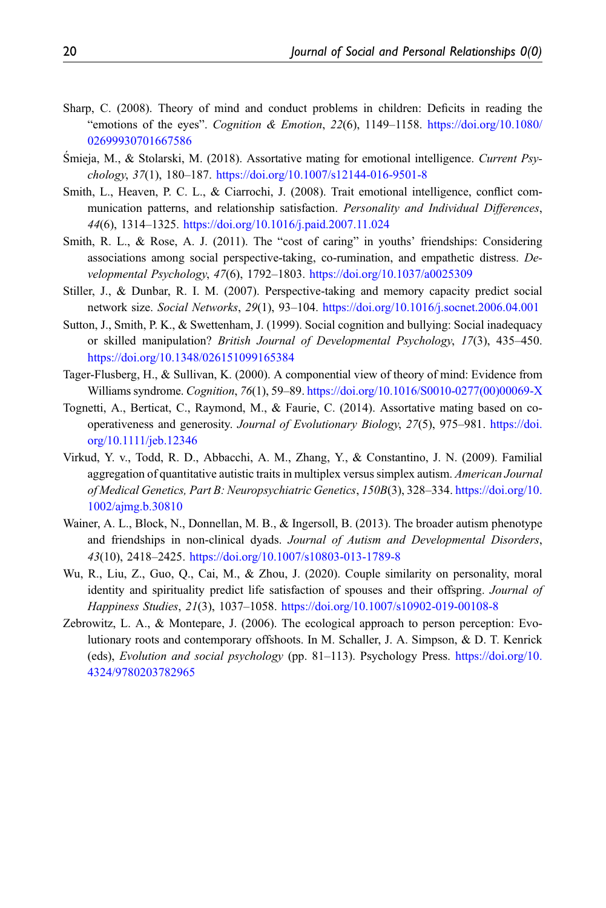Sharp, C. (2008). Theory of mind and conduct problems in children: Deficits in reading the "emotions of the eyes". *Cognition & Emotion*, *22*(6), 1149–1158. https://doi.org/10.1080/02699930701667586

Śmieja, M., & Stolarski, M. (2018). Assortative mating for emotional intelligence. *Current Psychology*, *37*(1), 180–187. https://doi.org/10.1007/s12144-016-9501-8

Smith, L., Heaven, P. C. L., & Ciarrochi, J. (2008). Trait emotional intelligence, conflict communication patterns, and relationship satisfaction. *Personality and Individual Differences*, *44*(6), 1314–1325. https://doi.org/10.1016/j.paid.2007.11.024

Smith, R. L., & Rose, A. J. (2011). The "cost of caring" in youths' friendships: Considering associations among social perspective-taking, co-rumination, and empathetic distress. *Developmental Psychology*, *47*(6), 1792–1803. https://doi.org/10.1037/a0025309

Stiller, J., & Dunbar, R. I. M. (2007). Perspective-taking and memory capacity predict social network size. *Social Networks*, *29*(1), 93–104. https://doi.org/10.1016/j.socnet.2006.04.001

Sutton, J., Smith, P. K., & Swettenham, J. (1999). Social cognition and bullying: Social inadequacy or skilled manipulation? *British Journal of Developmental Psychology*, *17*(3), 435–450. https://doi.org/10.1348/026151099165384

Tager-Flusberg, H., & Sullivan, K. (2000). A componential view of theory of mind: Evidence from Williams syndrome. *Cognition*, *76*(1), 59–89. https://doi.org/10.1016/S0010-0277(00)00069-X

Tognetti, A., Berticat, C., Raymond, M., & Faurie, C. (2014). Assortative mating based on cooperativeness and generosity. *Journal of Evolutionary Biology*, *27*(5), 975–981. https://doi.org/10.1111/jeb.12346

Virkud, Y. v., Todd, R. D., Abbacchi, A. M., Zhang, Y., & Constantino, J. N. (2009). Familial aggregation of quantitative autistic traits in multiplex versus simplex autism. *American Journal of Medical Genetics, Part B: Neuropsychiatric Genetics*, *150B*(3), 328–334. https://doi.org/10.1002/ajmg.b.30810

Wainer, A. L., Block, N., Donnellan, M. B., & Ingersoll, B. (2013). The broader autism phenotype and friendships in non-clinical dyads. *Journal of Autism and Developmental Disorders*, *43*(10), 2418–2425. https://doi.org/10.1007/s10803-013-1789-8

Wu, R., Liu, Z., Guo, Q., Cai, M., & Zhou, J. (2020). Couple similarity on personality, moral identity and spirituality predict life satisfaction of spouses and their offspring. *Journal of Happiness Studies*, *21*(3), 1037–1058. https://doi.org/10.1007/s10902-019-00108-8

Zebrowitz, L. A., & Montepare, J. (2006). The ecological approach to person perception: Evolutionary roots and contemporary offshoots. In M. Schaller, J. A. Simpson, & D. T. Kenrick (eds), *Evolution and social psychology* (pp. 81–113). Psychology Press. https://doi.org/10.4324/9780203782965